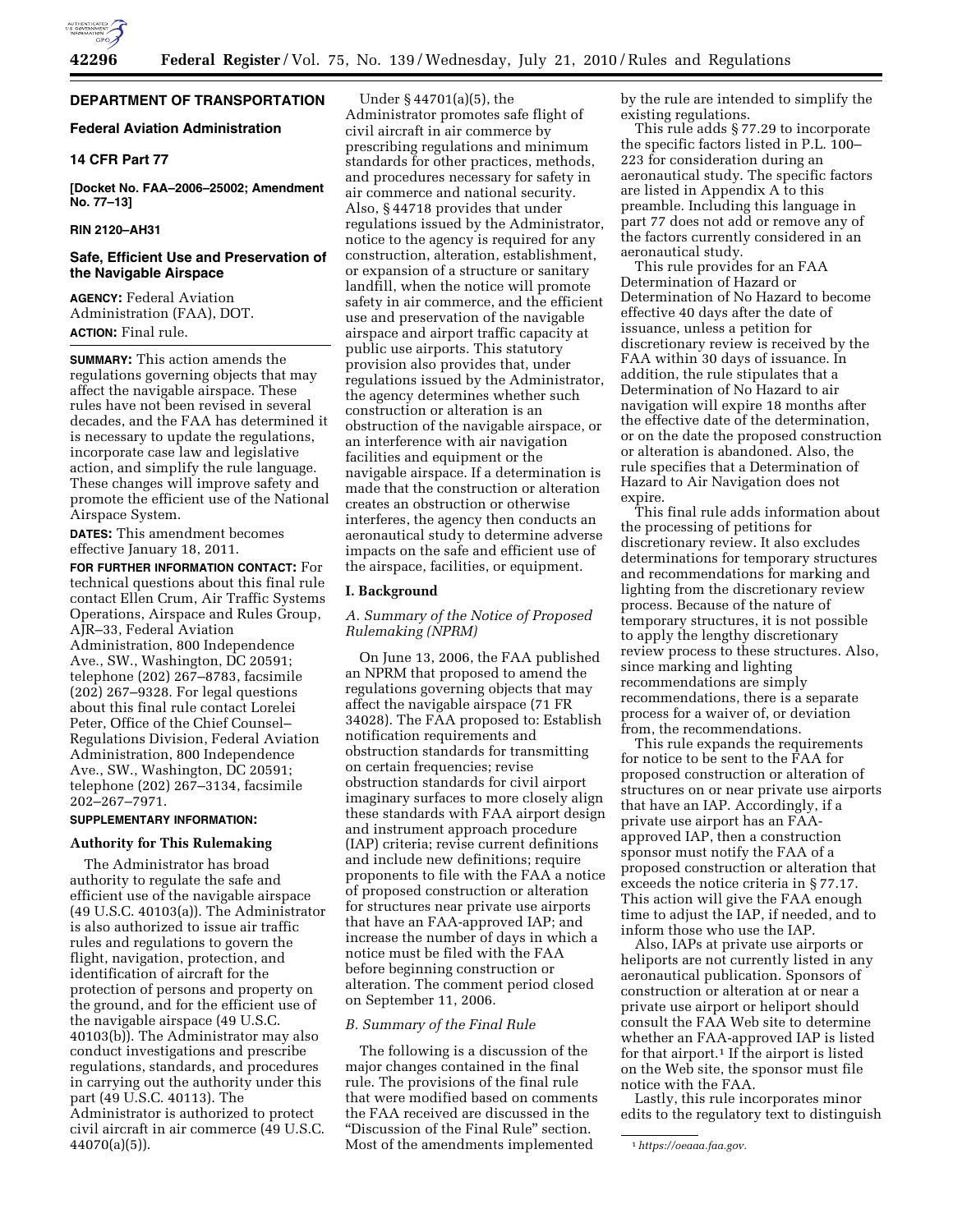# DEPARTMENT OF TRANSPORTATION

## Federal Aviation Administration

### 14 CFR Part 77

**[Docket No. FAA–2006–25002; Amendment No. 77–13]**

**RIN 2120–AH31**

## Safe, Efficient Use and Preservation of the Navigable Airspace

**AGENCY:** Federal Aviation Administration (FAA), DOT.

**ACTION:** Final rule.

**SUMMARY:** This action amends the regulations governing objects that may affect the navigable airspace. These rules have not been revised in several decades, and the FAA has determined it is necessary to update the regulations, incorporate case law and legislative action, and simplify the rule language. These changes will improve safety and promote the efficient use of the National Airspace System.

**DATES:** This amendment becomes effective January 18, 2011.

**FOR FURTHER INFORMATION CONTACT:** For technical questions about this final rule contact Ellen Crum, Air Traffic Systems Operations, Airspace and Rules Group, AJR–33, Federal Aviation Administration, 800 Independence Ave., SW., Washington, DC 20591; telephone (202) 267–8783, facsimile (202) 267–9328. For legal questions about this final rule contact Lorelei Peter, Office of the Chief Counsel–Regulations Division, Federal Aviation Administration, 800 Independence Ave., SW., Washington, DC 20591; telephone (202) 267–3134, facsimile 202–267–7971.

**SUPPLEMENTARY INFORMATION:**

### Authority for This Rulemaking

The Administrator has broad authority to regulate the safe and efficient use of the navigable airspace (49 U.S.C. 40103(a)). The Administrator is also authorized to issue air traffic rules and regulations to govern the flight, navigation, protection, and identification of aircraft for the protection of persons and property on the ground, and for the efficient use of the navigable airspace (49 U.S.C. 40103(b)). The Administrator may also conduct investigations and prescribe regulations, standards, and procedures in carrying out the authority under this part (49 U.S.C. 40113). The Administrator is authorized to protect civil aircraft in air commerce (49 U.S.C. 44070(a)(5)).

Under § 44701(a)(5), the Administrator promotes safe flight of civil aircraft in air commerce by prescribing regulations and minimum standards for other practices, methods, and procedures necessary for safety in air commerce and national security. Also, § 44718 provides that under regulations issued by the Administrator, notice to the agency is required for any construction, alteration, establishment, or expansion of a structure or sanitary landfill, when the notice will promote safety in air commerce, and the efficient use and preservation of the navigable airspace and airport traffic capacity at public use airports. This statutory provision also provides that, under regulations issued by the Administrator, the agency determines whether such construction or alteration is an obstruction of the navigable airspace, or an interference with air navigation facilities and equipment or the navigable airspace. If a determination is made that the construction or alteration creates an obstruction or otherwise interferes, the agency then conducts an aeronautical study to determine adverse impacts on the safe and efficient use of the airspace, facilities, or equipment.

### I. Background

#### *A. Summary of the Notice of Proposed Rulemaking (NPRM)*

On June 13, 2006, the FAA published an NPRM that proposed to amend the regulations governing objects that may affect the navigable airspace (71 FR 34028). The FAA proposed to: Establish notification requirements and obstruction standards for transmitting on certain frequencies; revise obstruction standards for civil airport imaginary surfaces to more closely align these standards with FAA airport design and instrument approach procedure (IAP) criteria; revise current definitions and include new definitions; require proponents to file with the FAA a notice of proposed construction or alteration for structures near private use airports that have an FAA-approved IAP; and increase the number of days in which a notice must be filed with the FAA before beginning construction or alteration. The comment period closed on September 11, 2006.

#### *B. Summary of the Final Rule*

The following is a discussion of the major changes contained in the final rule. The provisions of the final rule that were modified based on comments the FAA received are discussed in the "Discussion of the Final Rule" section. Most of the amendments implemented by the rule are intended to simplify the existing regulations.

This rule adds § 77.29 to incorporate the specific factors listed in P.L. 100–223 for consideration during an aeronautical study. The specific factors are listed in Appendix A to this preamble. Including this language in part 77 does not add or remove any of the factors currently considered in an aeronautical study.

This rule provides for an FAA Determination of Hazard or Determination of No Hazard to become effective 40 days after the date of issuance, unless a petition for discretionary review is received by the FAA within 30 days of issuance. In addition, the rule stipulates that a Determination of No Hazard to air navigation will expire 18 months after the effective date of the determination, or on the date the proposed construction or alteration is abandoned. Also, the rule specifies that a Determination of Hazard to Air Navigation does not expire.

This final rule adds information about the processing of petitions for discretionary review. It also excludes determinations for temporary structures and recommendations for marking and lighting from the discretionary review process. Because of the nature of temporary structures, it is not possible to apply the lengthy discretionary review process to these structures. Also, since marking and lighting recommendations are simply recommendations, there is a separate process for a waiver of, or deviation from, the recommendations.

This rule expands the requirements for notice to be sent to the FAA for proposed construction or alteration of structures on or near private use airports that have an IAP. Accordingly, if a private use airport has an FAA-approved IAP, then a construction sponsor must notify the FAA of a proposed construction or alteration that exceeds the notice criteria in § 77.17. This action will give the FAA enough time to adjust the IAP, if needed, and to inform those who use the IAP.

Also, IAPs at private use airports or heliports are not currently listed in any aeronautical publication. Sponsors of construction or alteration at or near a private use airport or heliport should consult the FAA Web site to determine whether an FAA-approved IAP is listed for that airport.[1] If the airport is listed on the Web site, the sponsor must file notice with the FAA.

Lastly, this rule incorporates minor edits to the regulatory text to distinguish

[1] *https://oeaaa.faa.gov.*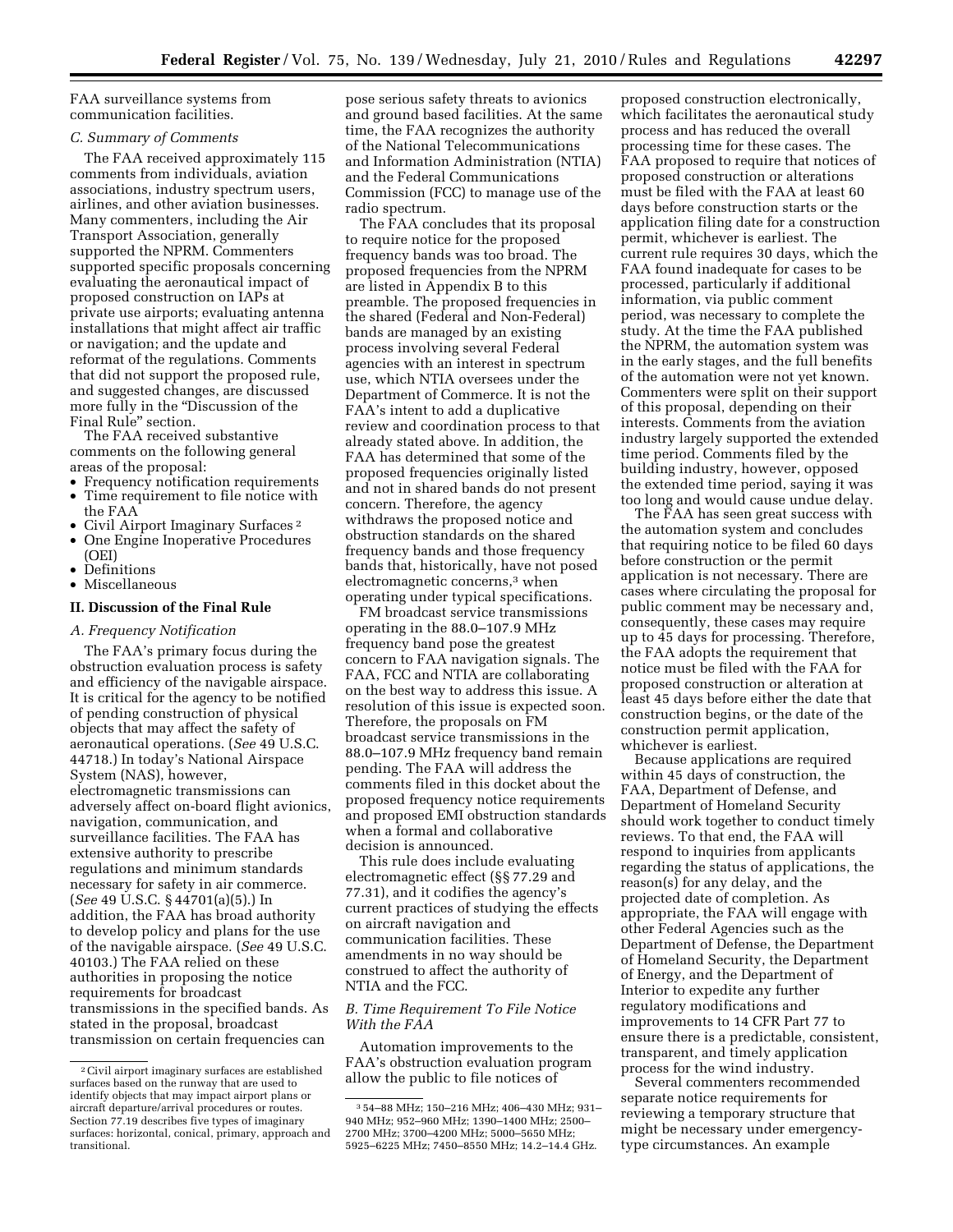FAA surveillance systems from communication facilities.

### C. Summary of Comments

The FAA received approximately 115 comments from individuals, aviation associations, industry spectrum users, airlines, and other aviation businesses. Many commenters, including the Air Transport Association, generally supported the NPRM. Commenters supported specific proposals concerning evaluating the aeronautical impact of proposed construction on IAPs at private use airports; evaluating antenna installations that might affect air traffic or navigation; and the update and reformat of the regulations. Comments that did not support the proposed rule, and suggested changes, are discussed more fully in the "Discussion of the Final Rule" section.

The FAA received substantive comments on the following general areas of the proposal:

- Frequency notification requirements
- Time requirement to file notice with the FAA
- Civil Airport Imaginary Surfaces [2]
- One Engine Inoperative Procedures (OEI)
- Definitions
- Miscellaneous

## II. Discussion of the Final Rule

### A. Frequency Notification

The FAA's primary focus during the obstruction evaluation process is safety and efficiency of the navigable airspace. It is critical for the agency to be notified of pending construction of physical objects that may affect the safety of aeronautical operations. (*See* 49 U.S.C. 44718.) In today's National Airspace System (NAS), however, electromagnetic transmissions can adversely affect on-board flight avionics, navigation, communication, and surveillance facilities. The FAA has extensive authority to prescribe regulations and minimum standards necessary for safety in air commerce. (*See* 49 U.S.C. § 44701(a)(5).) In addition, the FAA has broad authority to develop policy and plans for the use of the navigable airspace. (*See* 49 U.S.C. 40103.) The FAA relied on these authorities in proposing the notice requirements for broadcast transmissions in the specified bands. As stated in the proposal, broadcast transmission on certain frequencies can pose serious safety threats to avionics and ground based facilities. At the same time, the FAA recognizes the authority of the National Telecommunications and Information Administration (NTIA) and the Federal Communications Commission (FCC) to manage use of the radio spectrum.

The FAA concludes that its proposal to require notice for the proposed frequency bands was too broad. The proposed frequencies from the NPRM are listed in Appendix B to this preamble. The proposed frequencies in the shared (Federal and Non-Federal) bands are managed by an existing process involving several Federal agencies with an interest in spectrum use, which NTIA oversees under the Department of Commerce. It is not the FAA's intent to add a duplicative review and coordination process to that already stated above. In addition, the FAA has determined that some of the proposed frequencies originally listed and not in shared bands do not present concern. Therefore, the agency withdraws the proposed notice and obstruction standards on the shared frequency bands and those frequency bands that, historically, have not posed electromagnetic concerns,[3] when operating under typical specifications.

FM broadcast service transmissions operating in the 88.0–107.9 MHz frequency band pose the greatest concern to FAA navigation signals. The FAA, FCC and NTIA are collaborating on the best way to address this issue. A resolution of this issue is expected soon. Therefore, the proposals on FM broadcast service transmissions in the 88.0–107.9 MHz frequency band remain pending. The FAA will address the comments filed in this docket about the proposed frequency notice requirements and proposed EMI obstruction standards when a formal and collaborative decision is announced.

This rule does include evaluating electromagnetic effect (§§ 77.29 and 77.31), and it codifies the agency's current practices of studying the effects on aircraft navigation and communication facilities. These amendments in no way should be construed to affect the authority of NTIA and the FCC.

### B. Time Requirement To File Notice With the FAA

Automation improvements to the FAA's obstruction evaluation program allow the public to file notices of proposed construction electronically, which facilitates the aeronautical study process and has reduced the overall processing time for these cases. The FAA proposed to require that notices of proposed construction or alterations must be filed with the FAA at least 60 days before construction starts or the application filing date for a construction permit, whichever is earliest. The current rule requires 30 days, which the FAA found inadequate for cases to be processed, particularly if additional information, via public comment period, was necessary to complete the study. At the time the FAA published the NPRM, the automation system was in the early stages, and the full benefits of the automation were not yet known. Commenters were split on their support of this proposal, depending on their interests. Comments from the aviation industry largely supported the extended time period. Comments filed by the building industry, however, opposed the extended time period, saying it was too long and would cause undue delay.

The FAA has seen great success with the automation system and concludes that requiring notice to be filed 60 days before construction or the permit application is not necessary. There are cases where circulating the proposal for public comment may be necessary and, consequently, these cases may require up to 45 days for processing. Therefore, the FAA adopts the requirement that notice must be filed with the FAA for proposed construction or alteration at least 45 days before either the date that construction begins, or the date of the construction permit application, whichever is earliest.

Because applications are required within 45 days of construction, the FAA, Department of Defense, and Department of Homeland Security should work together to conduct timely reviews. To that end, the FAA will respond to inquiries from applicants regarding the status of applications, the reason(s) for any delay, and the projected date of completion. As appropriate, the FAA will engage with other Federal Agencies such as the Department of Defense, the Department of Homeland Security, the Department of Energy, and the Department of Interior to expedite any further regulatory modifications and improvements to 14 CFR Part 77 to ensure there is a predictable, consistent, transparent, and timely application process for the wind industry.

Several commenters recommended separate notice requirements for reviewing a temporary structure that might be necessary under emergency-type circumstances. An example

---

[2] Civil airport imaginary surfaces are established surfaces based on the runway that are used to identify objects that may impact airport plans or aircraft departure/arrival procedures or routes. Section 77.19 describes five types of imaginary surfaces: horizontal, conical, primary, approach and transitional.

[3] 54–88 MHz; 150–216 MHz; 406–430 MHz; 931–940 MHz; 952–960 MHz; 1390–1400 MHz; 2500–2700 MHz; 3700–4200 MHz; 5000–5650 MHz; 5925–6225 MHz; 7450–8550 MHz; 14.2–14.4 GHz.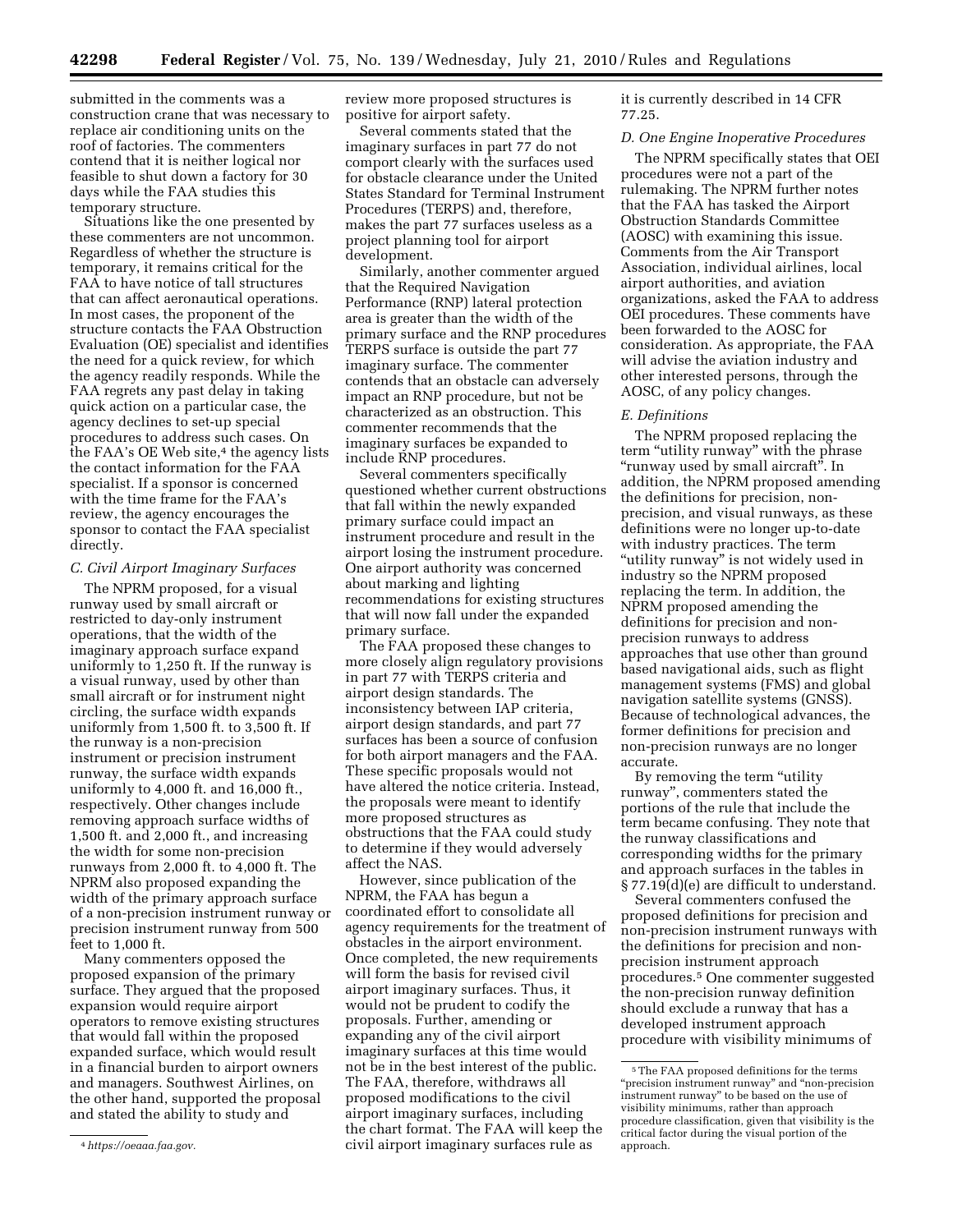submitted in the comments was a construction crane that was necessary to replace air conditioning units on the roof of factories. The commenters contend that it is neither logical nor feasible to shut down a factory for 30 days while the FAA studies this temporary structure.

Situations like the one presented by these commenters are not uncommon. Regardless of whether the structure is temporary, it remains critical for the FAA to have notice of tall structures that can affect aeronautical operations. In most cases, the proponent of the structure contacts the FAA Obstruction Evaluation (OE) specialist and identifies the need for a quick review, for which the agency readily responds. While the FAA regrets any past delay in taking quick action on a particular case, the agency declines to set-up special procedures to address such cases. On the FAA's OE Web site,[4] the agency lists the contact information for the FAA specialist. If a sponsor is concerned with the time frame for the FAA's review, the agency encourages the sponsor to contact the FAA specialist directly.

### C. Civil Airport Imaginary Surfaces

The NPRM proposed, for a visual runway used by small aircraft or restricted to day-only instrument operations, that the width of the imaginary approach surface expand uniformly to 1,250 ft. If the runway is a visual runway, used by other than small aircraft or for instrument night circling, the surface width expands uniformly from 1,500 ft. to 3,500 ft. If the runway is a non-precision instrument or precision instrument runway, the surface width expands uniformly to 4,000 ft. and 16,000 ft., respectively. Other changes include removing approach surface widths of 1,500 ft. and 2,000 ft., and increasing the width for some non-precision runways from 2,000 ft. to 4,000 ft. The NPRM also proposed expanding the width of the primary approach surface of a non-precision instrument runway or precision instrument runway from 500 feet to 1,000 ft.

Many commenters opposed the proposed expansion of the primary surface. They argued that the proposed expansion would require airport operators to remove existing structures that would fall within the proposed expanded surface, which would result in a financial burden to airport owners and managers. Southwest Airlines, on the other hand, supported the proposal and stated the ability to study and review more proposed structures is positive for airport safety.

Several comments stated that the imaginary surfaces in part 77 do not comport clearly with the surfaces used for obstacle clearance under the United States Standard for Terminal Instrument Procedures (TERPS) and, therefore, makes the part 77 surfaces useless as a project planning tool for airport development.

Similarly, another commenter argued that the Required Navigation Performance (RNP) lateral protection area is greater than the width of the primary surface and the RNP procedures TERPS surface is outside the part 77 imaginary surface. The commenter contends that an obstacle can adversely impact an RNP procedure, but not be characterized as an obstruction. This commenter recommends that the imaginary surfaces be expanded to include RNP procedures.

Several commenters specifically questioned whether current obstructions that fall within the newly expanded primary surface could impact an instrument procedure and result in the airport losing the instrument procedure. One airport authority was concerned about marking and lighting recommendations for existing structures that will now fall under the expanded primary surface.

The FAA proposed these changes to more closely align regulatory provisions in part 77 with TERPS criteria and airport design standards. The inconsistency between IAP criteria, airport design standards, and part 77 surfaces has been a source of confusion for both airport managers and the FAA. These specific proposals would not have altered the notice criteria. Instead, the proposals were meant to identify more proposed structures as obstructions that the FAA could study to determine if they would adversely affect the NAS.

However, since publication of the NPRM, the FAA has begun a coordinated effort to consolidate all agency requirements for the treatment of obstacles in the airport environment. Once completed, the new requirements will form the basis for revised civil airport imaginary surfaces. Thus, it would not be prudent to codify the proposals. Further, amending or expanding any of the civil airport imaginary surfaces at this time would not be in the best interest of the public. The FAA, therefore, withdraws all proposed modifications to the civil airport imaginary surfaces, including the chart format. The FAA will keep the civil airport imaginary surfaces rule as it is currently described in 14 CFR 77.25.

### D. One Engine Inoperative Procedures

The NPRM specifically states that OEI procedures were not a part of the rulemaking. The NPRM further notes that the FAA has tasked the Airport Obstruction Standards Committee (AOSC) with examining this issue. Comments from the Air Transport Association, individual airlines, local airport authorities, and aviation organizations, asked the FAA to address OEI procedures. These comments have been forwarded to the AOSC for consideration. As appropriate, the FAA will advise the aviation industry and other interested persons, through the AOSC, of any policy changes.

### E. Definitions

The NPRM proposed replacing the term "utility runway" with the phrase "runway used by small aircraft". In addition, the NPRM proposed amending the definitions for precision, non-precision, and visual runways, as these definitions were no longer up-to-date with industry practices. The term "utility runway" is not widely used in industry so the NPRM proposed replacing the term. In addition, the NPRM proposed amending the definitions for precision and non-precision runways to address approaches that use other than ground based navigational aids, such as flight management systems (FMS) and global navigation satellite systems (GNSS). Because of technological advances, the former definitions for precision and non-precision runways are no longer accurate.

By removing the term "utility runway", commenters stated the portions of the rule that include the term became confusing. They note that the runway classifications and corresponding widths for the primary and approach surfaces in the tables in § 77.19(d)(e) are difficult to understand.

Several commenters confused the proposed definitions for precision and non-precision instrument runways with the definitions for precision and non-precision instrument approach procedures.[5] One commenter suggested the non-precision runway definition should exclude a runway that has a developed instrument approach procedure with visibility minimums of

---

[4] *https://oeaaa.faa.gov.*

[5] The FAA proposed definitions for the terms "precision instrument runway" and "non-precision instrument runway" to be based on the use of visibility minimums, rather than approach procedure classification, given that visibility is the critical factor during the visual portion of the approach.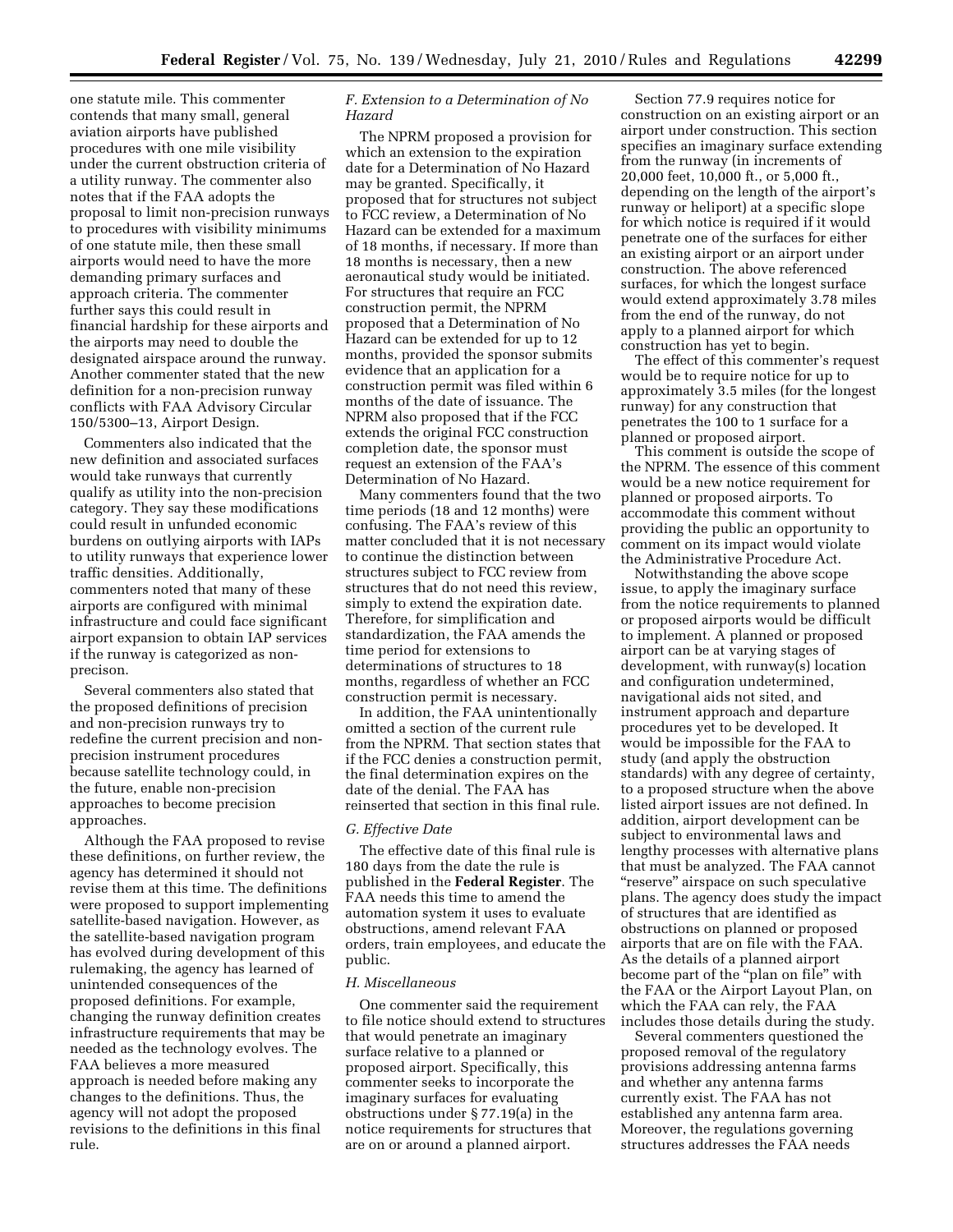one statute mile. This commenter contends that many small, general aviation airports have published procedures with one mile visibility under the current obstruction criteria of a utility runway. The commenter also notes that if the FAA adopts the proposal to limit non-precision runways to procedures with visibility minimums of one statute mile, then these small airports would need to have the more demanding primary surfaces and approach criteria. The commenter further says this could result in financial hardship for these airports and the airports may need to double the designated airspace around the runway. Another commenter stated that the new definition for a non-precision runway conflicts with FAA Advisory Circular 150/5300–13, Airport Design.

Commenters also indicated that the new definition and associated surfaces would take runways that currently qualify as utility into the non-precision category. They say these modifications could result in unfunded economic burdens on outlying airports with IAPs to utility runways that experience lower traffic densities. Additionally, commenters noted that many of these airports are configured with minimal infrastructure and could face significant airport expansion to obtain IAP services if the runway is categorized as non-precison.

Several commenters also stated that the proposed definitions of precision and non-precision runways try to redefine the current precision and non-precision instrument procedures because satellite technology could, in the future, enable non-precision approaches to become precision approaches.

Although the FAA proposed to revise these definitions, on further review, the agency has determined it should not revise them at this time. The definitions were proposed to support implementing satellite-based navigation. However, as the satellite-based navigation program has evolved during development of this rulemaking, the agency has learned of unintended consequences of the proposed definitions. For example, changing the runway definition creates infrastructure requirements that may be needed as the technology evolves. The FAA believes a more measured approach is needed before making any changes to the definitions. Thus, the agency will not adopt the proposed revisions to the definitions in this final rule.

### *F. Extension to a Determination of No Hazard*

The NPRM proposed a provision for which an extension to the expiration date for a Determination of No Hazard may be granted. Specifically, it proposed that for structures not subject to FCC review, a Determination of No Hazard can be extended for a maximum of 18 months, if necessary. If more than 18 months is necessary, then a new aeronautical study would be initiated. For structures that require an FCC construction permit, the NPRM proposed that a Determination of No Hazard can be extended for up to 12 months, provided the sponsor submits evidence that an application for a construction permit was filed within 6 months of the date of issuance. The NPRM also proposed that if the FCC extends the original FCC construction completion date, the sponsor must request an extension of the FAA's Determination of No Hazard.

Many commenters found that the two time periods (18 and 12 months) were confusing. The FAA's review of this matter concluded that it is not necessary to continue the distinction between structures subject to FCC review from structures that do not need this review, simply to extend the expiration date. Therefore, for simplification and standardization, the FAA amends the time period for extensions to determinations of structures to 18 months, regardless of whether an FCC construction permit is necessary.

In addition, the FAA unintentionally omitted a section of the current rule from the NPRM. That section states that if the FCC denies a construction permit, the final determination expires on the date of the denial. The FAA has reinserted that section in this final rule.

### *G. Effective Date*

The effective date of this final rule is 180 days from the date the rule is published in the **Federal Register**. The FAA needs this time to amend the automation system it uses to evaluate obstructions, amend relevant FAA orders, train employees, and educate the public.

### *H. Miscellaneous*

One commenter said the requirement to file notice should extend to structures that would penetrate an imaginary surface relative to a planned or proposed airport. Specifically, this commenter seeks to incorporate the imaginary surfaces for evaluating obstructions under § 77.19(a) in the notice requirements for structures that are on or around a planned airport.

Section 77.9 requires notice for construction on an existing airport or an airport under construction. This section specifies an imaginary surface extending from the runway (in increments of 20,000 feet, 10,000 ft., or 5,000 ft., depending on the length of the airport's runway or heliport) at a specific slope for which notice is required if it would penetrate one of the surfaces for either an existing airport or an airport under construction. The above referenced surfaces, for which the longest surface would extend approximately 3.78 miles from the end of the runway, do not apply to a planned airport for which construction has yet to begin.

The effect of this commenter's request would be to require notice for up to approximately 3.5 miles (for the longest runway) for any construction that penetrates the 100 to 1 surface for a planned or proposed airport.

This comment is outside the scope of the NPRM. The essence of this comment would be a new notice requirement for planned or proposed airports. To accommodate this comment without providing the public an opportunity to comment on its impact would violate the Administrative Procedure Act.

Notwithstanding the above scope issue, to apply the imaginary surface from the notice requirements to planned or proposed airports would be difficult to implement. A planned or proposed airport can be at varying stages of development, with runway(s) location and configuration undetermined, navigational aids not sited, and instrument approach and departure procedures yet to be developed. It would be impossible for the FAA to study (and apply the obstruction standards) with any degree of certainty, to a proposed structure when the above listed airport issues are not defined. In addition, airport development can be subject to environmental laws and lengthy processes with alternative plans that must be analyzed. The FAA cannot "reserve" airspace on such speculative plans. The agency does study the impact of structures that are identified as obstructions on planned or proposed airports that are on file with the FAA. As the details of a planned airport become part of the "plan on file" with the FAA or the Airport Layout Plan, on which the FAA can rely, the FAA includes those details during the study.

Several commenters questioned the proposed removal of the regulatory provisions addressing antenna farms and whether any antenna farms currently exist. The FAA has not established any antenna farm area. Moreover, the regulations governing structures addresses the FAA needs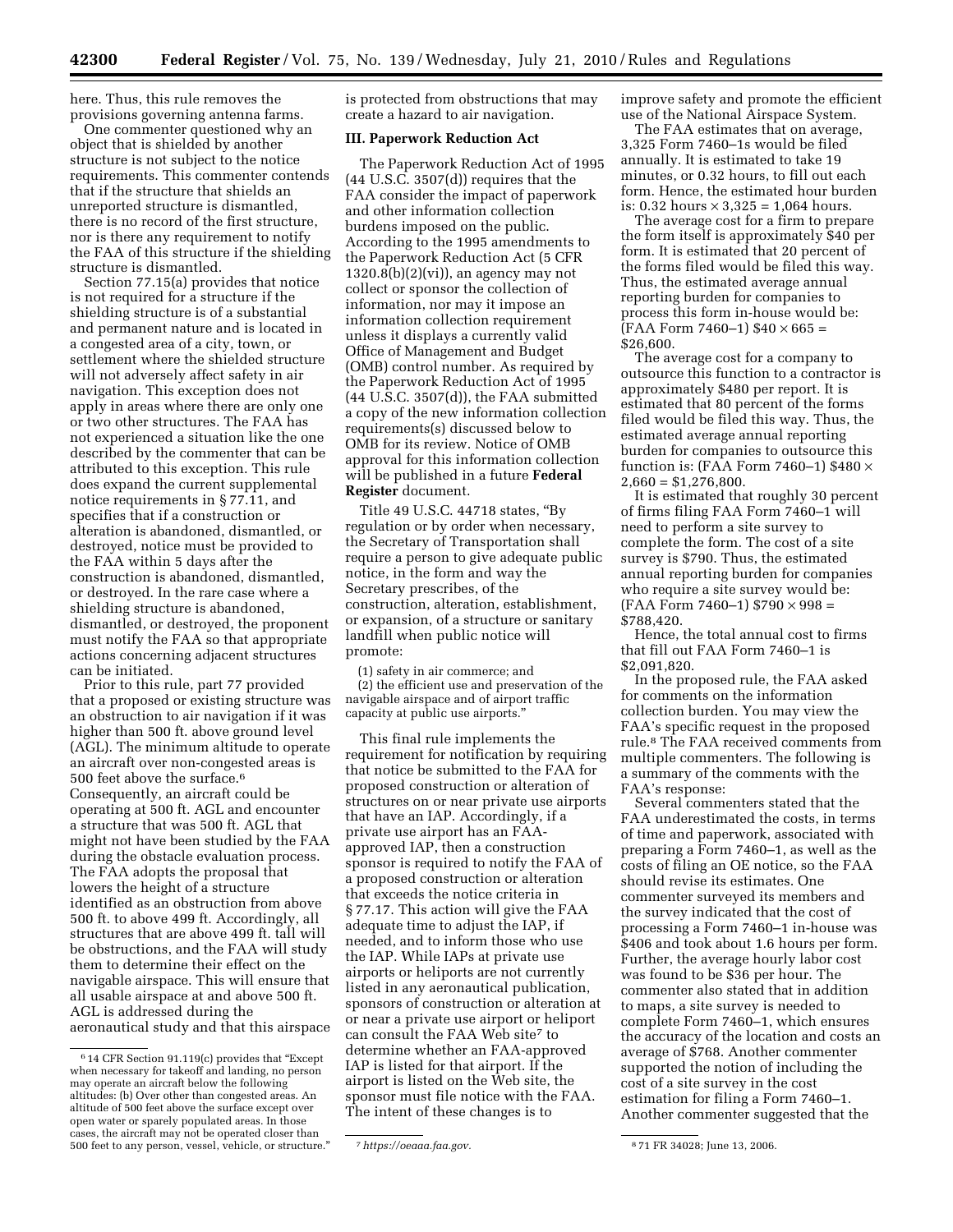here. Thus, this rule removes the provisions governing antenna farms.

One commenter questioned why an object that is shielded by another structure is not subject to the notice requirements. This commenter contends that if the structure that shields an unreported structure is dismantled, there is no record of the first structure, nor is there any requirement to notify the FAA of this structure if the shielding structure is dismantled.

Section 77.15(a) provides that notice is not required for a structure if the shielding structure is of a substantial and permanent nature and is located in a congested area of a city, town, or settlement where the shielded structure will not adversely affect safety in air navigation. This exception does not apply in areas where there are only one or two other structures. The FAA has not experienced a situation like the one described by the commenter that can be attributed to this exception. This rule does expand the current supplemental notice requirements in § 77.11, and specifies that if a construction or alteration is abandoned, dismantled, or destroyed, notice must be provided to the FAA within 5 days after the construction is abandoned, dismantled, or destroyed. In the rare case where a shielding structure is abandoned, dismantled, or destroyed, the proponent must notify the FAA so that appropriate actions concerning adjacent structures can be initiated.

Prior to this rule, part 77 provided that a proposed or existing structure was an obstruction to air navigation if it was higher than 500 ft. above ground level (AGL). The minimum altitude to operate an aircraft over non-congested areas is 500 feet above the surface.[6] Consequently, an aircraft could be operating at 500 ft. AGL and encounter a structure that was 500 ft. AGL that might not have been studied by the FAA during the obstacle evaluation process. The FAA adopts the proposal that lowers the height of a structure identified as an obstruction from above 500 ft. to above 499 ft. Accordingly, all structures that are above 499 ft. tall will be obstructions, and the FAA will study them to determine their effect on the navigable airspace. This will ensure that all usable airspace at and above 500 ft. AGL is addressed during the aeronautical study and that this airspace is protected from obstructions that may create a hazard to air navigation.

## III. Paperwork Reduction Act

The Paperwork Reduction Act of 1995 (44 U.S.C. 3507(d)) requires that the FAA consider the impact of paperwork and other information collection burdens imposed on the public. According to the 1995 amendments to the Paperwork Reduction Act (5 CFR 1320.8(b)(2)(vi)), an agency may not collect or sponsor the collection of information, nor may it impose an information collection requirement unless it displays a currently valid Office of Management and Budget (OMB) control number. As required by the Paperwork Reduction Act of 1995 (44 U.S.C. 3507(d)), the FAA submitted a copy of the new information collection requirements(s) discussed below to OMB for its review. Notice of OMB approval for this information collection will be published in a future **Federal Register** document.

Title 49 U.S.C. 44718 states, "By regulation or by order when necessary, the Secretary of Transportation shall require a person to give adequate public notice, in the form and way the Secretary prescribes, of the construction, alteration, establishment, or expansion, of a structure or sanitary landfill when public notice will promote:

(1) safety in air commerce; and
(2) the efficient use and preservation of the navigable airspace and of airport traffic capacity at public use airports."

This final rule implements the requirement for notification by requiring that notice be submitted to the FAA for proposed construction or alteration of structures on or near private use airports that have an IAP. Accordingly, if a private use airport has an FAA-approved IAP, then a construction sponsor is required to notify the FAA of a proposed construction or alteration that exceeds the notice criteria in § 77.17. This action will give the FAA adequate time to adjust the IAP, if needed, and to inform those who use the IAP. While IAPs at private use airports or heliports are not currently listed in any aeronautical publication, sponsors of construction or alteration at or near a private use airport or heliport can consult the FAA Web site[7] to determine whether an FAA-approved IAP is listed for that airport. If the airport is listed on the Web site, the sponsor must file notice with the FAA. The intent of these changes is to improve safety and promote the efficient use of the National Airspace System.

The FAA estimates that on average, 3,325 Form 7460–1s would be filed annually. It is estimated to take 19 minutes, or 0.32 hours, to fill out each form. Hence, the estimated hour burden is: 0.32 hours × 3,325 = 1,064 hours.

The average cost for a firm to prepare the form itself is approximately $40 per form. It is estimated that 20 percent of the forms filed would be filed this way. Thus, the estimated average annual reporting burden for companies to process this form in-house would be: (FAA Form 7460–1) $40 × 665 = $26,600.

The average cost for a company to outsource this function to a contractor is approximately $480 per report. It is estimated that 80 percent of the forms filed would be filed this way. Thus, the estimated average annual reporting burden for companies to outsource this function is: (FAA Form 7460–1) $480 × 2,660 = $1,276,800.

It is estimated that roughly 30 percent of firms filing FAA Form 7460–1 will need to perform a site survey to complete the form. The cost of a site survey is $790. Thus, the estimated annual reporting burden for companies who require a site survey would be: (FAA Form 7460–1) $790 × 998 = $788,420.

Hence, the total annual cost to firms that fill out FAA Form 7460–1 is $2,091,820.

In the proposed rule, the FAA asked for comments on the information collection burden. You may view the FAA's specific request in the proposed rule.[8] The FAA received comments from multiple commenters. The following is a summary of the comments with the FAA's response:

Several commenters stated that the FAA underestimated the costs, in terms of time and paperwork, associated with preparing a Form 7460–1, as well as the costs of filing an OE notice, so the FAA should revise its estimates. One commenter surveyed its members and the survey indicated that the cost of processing a Form 7460–1 in-house was $406 and took about 1.6 hours per form. Further, the average hourly labor cost was found to be $36 per hour. The commenter also stated that in addition to maps, a site survey is needed to complete Form 7460–1, which ensures the accuracy of the location and costs an average of $768. Another commenter supported the notion of including the cost of a site survey in the cost estimation for filing a Form 7460–1. Another commenter suggested that the

---

[6] 14 CFR Section 91.119(c) provides that "Except when necessary for takeoff and landing, no person may operate an aircraft below the following altitudes: (b) Over other than congested areas. An altitude of 500 feet above the surface except over open water or sparely populated areas. In those cases, the aircraft may not be operated closer than 500 feet to any person, vessel, vehicle, or structure."

[7] *https://oeaaa.faa.gov.*

[8] 71 FR 34028; June 13, 2006.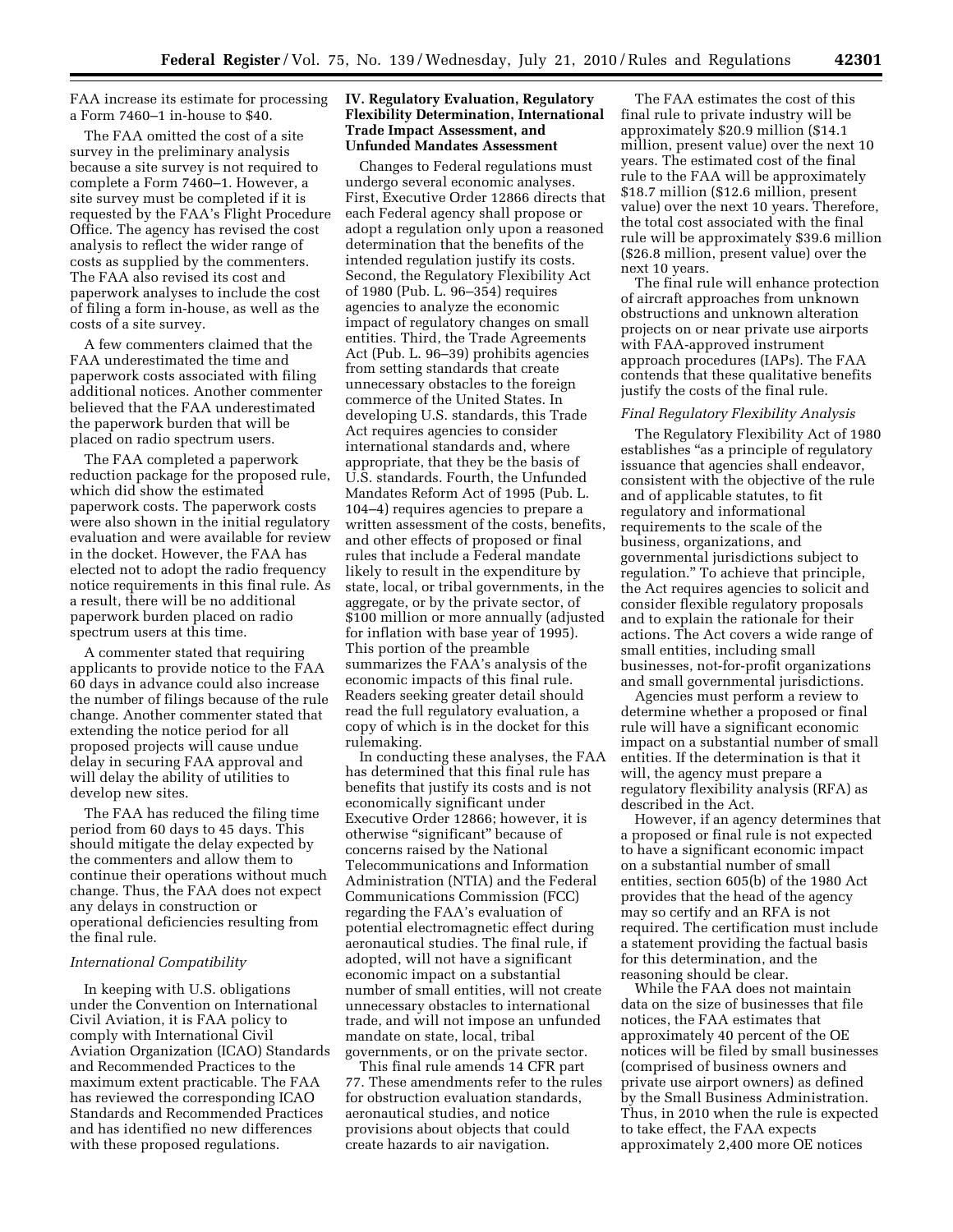FAA increase its estimate for processing a Form 7460–1 in-house to $40.

The FAA omitted the cost of a site survey in the preliminary analysis because a site survey is not required to complete a Form 7460–1. However, a site survey must be completed if it is requested by the FAA's Flight Procedure Office. The agency has revised the cost analysis to reflect the wider range of costs as supplied by the commenters. The FAA also revised its cost and paperwork analyses to include the cost of filing a form in-house, as well as the costs of a site survey.

A few commenters claimed that the FAA underestimated the time and paperwork costs associated with filing additional notices. Another commenter believed that the FAA underestimated the paperwork burden that will be placed on radio spectrum users.

The FAA completed a paperwork reduction package for the proposed rule, which did show the estimated paperwork costs. The paperwork costs were also shown in the initial regulatory evaluation and were available for review in the docket. However, the FAA has elected not to adopt the radio frequency notice requirements in this final rule. As a result, there will be no additional paperwork burden placed on radio spectrum users at this time.

A commenter stated that requiring applicants to provide notice to the FAA 60 days in advance could also increase the number of filings because of the rule change. Another commenter stated that extending the notice period for all proposed projects will cause undue delay in securing FAA approval and will delay the ability of utilities to develop new sites.

The FAA has reduced the filing time period from 60 days to 45 days. This should mitigate the delay expected by the commenters and allow them to continue their operations without much change. Thus, the FAA does not expect any delays in construction or operational deficiencies resulting from the final rule.

*International Compatibility*

In keeping with U.S. obligations under the Convention on International Civil Aviation, it is FAA policy to comply with International Civil Aviation Organization (ICAO) Standards and Recommended Practices to the maximum extent practicable. The FAA has reviewed the corresponding ICAO Standards and Recommended Practices and has identified no new differences with these proposed regulations.

## IV. Regulatory Evaluation, Regulatory Flexibility Determination, International Trade Impact Assessment, and Unfunded Mandates Assessment

Changes to Federal regulations must undergo several economic analyses. First, Executive Order 12866 directs that each Federal agency shall propose or adopt a regulation only upon a reasoned determination that the benefits of the intended regulation justify its costs. Second, the Regulatory Flexibility Act of 1980 (Pub. L. 96–354) requires agencies to analyze the economic impact of regulatory changes on small entities. Third, the Trade Agreements Act (Pub. L. 96–39) prohibits agencies from setting standards that create unnecessary obstacles to the foreign commerce of the United States. In developing U.S. standards, this Trade Act requires agencies to consider international standards and, where appropriate, that they be the basis of U.S. standards. Fourth, the Unfunded Mandates Reform Act of 1995 (Pub. L. 104–4) requires agencies to prepare a written assessment of the costs, benefits, and other effects of proposed or final rules that include a Federal mandate likely to result in the expenditure by state, local, or tribal governments, in the aggregate, or by the private sector, of $100 million or more annually (adjusted for inflation with base year of 1995). This portion of the preamble summarizes the FAA's analysis of the economic impacts of this final rule. Readers seeking greater detail should read the full regulatory evaluation, a copy of which is in the docket for this rulemaking.

In conducting these analyses, the FAA has determined that this final rule has benefits that justify its costs and is not economically significant under Executive Order 12866; however, it is otherwise "significant" because of concerns raised by the National Telecommunications and Information Administration (NTIA) and the Federal Communications Commission (FCC) regarding the FAA's evaluation of potential electromagnetic effect during aeronautical studies. The final rule, if adopted, will not have a significant economic impact on a substantial number of small entities, will not create unnecessary obstacles to international trade, and will not impose an unfunded mandate on state, local, tribal governments, or on the private sector.

This final rule amends 14 CFR part 77. These amendments refer to the rules for obstruction evaluation standards, aeronautical studies, and notice provisions about objects that could create hazards to air navigation.

The FAA estimates the cost of this final rule to private industry will be approximately $20.9 million ($14.1 million, present value) over the next 10 years. The estimated cost of the final rule to the FAA will be approximately $18.7 million ($12.6 million, present value) over the next 10 years. Therefore, the total cost associated with the final rule will be approximately $39.6 million ($26.8 million, present value) over the next 10 years.

The final rule will enhance protection of aircraft approaches from unknown obstructions and unknown alteration projects on or near private use airports with FAA-approved instrument approach procedures (IAPs). The FAA contends that these qualitative benefits justify the costs of the final rule.

*Final Regulatory Flexibility Analysis*

The Regulatory Flexibility Act of 1980 establishes "as a principle of regulatory issuance that agencies shall endeavor, consistent with the objective of the rule and of applicable statutes, to fit regulatory and informational requirements to the scale of the business, organizations, and governmental jurisdictions subject to regulation." To achieve that principle, the Act requires agencies to solicit and consider flexible regulatory proposals and to explain the rationale for their actions. The Act covers a wide range of small entities, including small businesses, not-for-profit organizations and small governmental jurisdictions.

Agencies must perform a review to determine whether a proposed or final rule will have a significant economic impact on a substantial number of small entities. If the determination is that it will, the agency must prepare a regulatory flexibility analysis (RFA) as described in the Act.

However, if an agency determines that a proposed or final rule is not expected to have a significant economic impact on a substantial number of small entities, section 605(b) of the 1980 Act provides that the head of the agency may so certify and an RFA is not required. The certification must include a statement providing the factual basis for this determination, and the reasoning should be clear.

While the FAA does not maintain data on the size of businesses that file notices, the FAA estimates that approximately 40 percent of the OE notices will be filed by small businesses (comprised of business owners and private use airport owners) as defined by the Small Business Administration. Thus, in 2010 when the rule is expected to take effect, the FAA expects approximately 2,400 more OE notices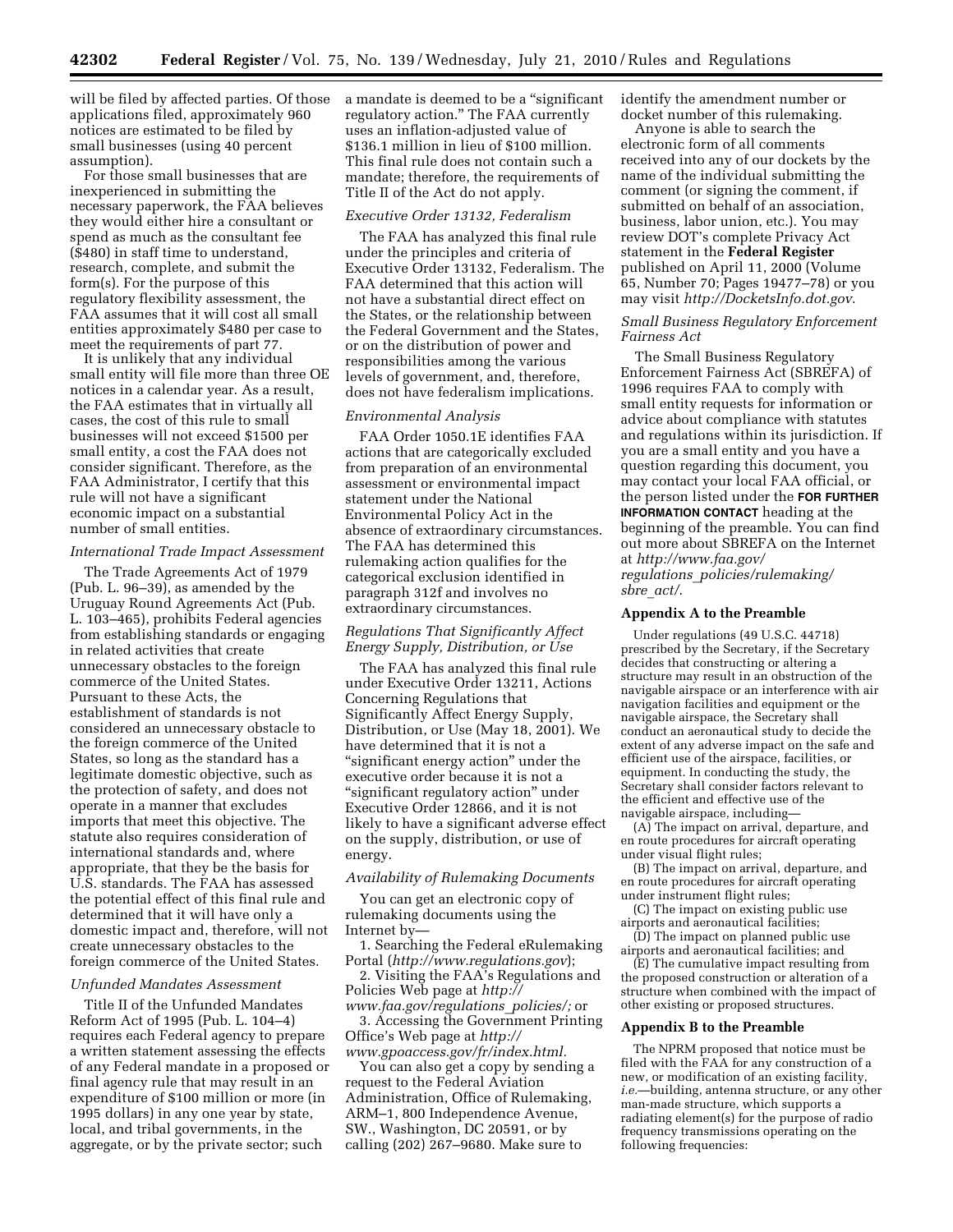will be filed by affected parties. Of those applications filed, approximately 960 notices are estimated to be filed by small businesses (using 40 percent assumption).

For those small businesses that are inexperienced in submitting the necessary paperwork, the FAA believes they would either hire a consultant or spend as much as the consultant fee ($480) in staff time to understand, research, complete, and submit the form(s). For the purpose of this regulatory flexibility assessment, the FAA assumes that it will cost all small entities approximately $480 per case to meet the requirements of part 77.

It is unlikely that any individual small entity will file more than three OE notices in a calendar year. As a result, the FAA estimates that in virtually all cases, the cost of this rule to small businesses will not exceed $1500 per small entity, a cost the FAA does not consider significant. Therefore, as the FAA Administrator, I certify that this rule will not have a significant economic impact on a substantial number of small entities.

*International Trade Impact Assessment*

The Trade Agreements Act of 1979 (Pub. L. 96–39), as amended by the Uruguay Round Agreements Act (Pub. L. 103–465), prohibits Federal agencies from establishing standards or engaging in related activities that create unnecessary obstacles to the foreign commerce of the United States. Pursuant to these Acts, the establishment of standards is not considered an unnecessary obstacle to the foreign commerce of the United States, so long as the standard has a legitimate domestic objective, such as the protection of safety, and does not operate in a manner that excludes imports that meet this objective. The statute also requires consideration of international standards and, where appropriate, that they be the basis for U.S. standards. The FAA has assessed the potential effect of this final rule and determined that it will have only a domestic impact and, therefore, will not create unnecessary obstacles to the foreign commerce of the United States.

*Unfunded Mandates Assessment*

Title II of the Unfunded Mandates Reform Act of 1995 (Pub. L. 104–4) requires each Federal agency to prepare a written statement assessing the effects of any Federal mandate in a proposed or final agency rule that may result in an expenditure of $100 million or more (in 1995 dollars) in any one year by state, local, and tribal governments, in the aggregate, or by the private sector; such a mandate is deemed to be a "significant regulatory action." The FAA currently uses an inflation-adjusted value of $136.1 million in lieu of $100 million. This final rule does not contain such a mandate; therefore, the requirements of Title II of the Act do not apply.

*Executive Order 13132, Federalism*

The FAA has analyzed this final rule under the principles and criteria of Executive Order 13132, Federalism. The FAA determined that this action will not have a substantial direct effect on the States, or the relationship between the Federal Government and the States, or on the distribution of power and responsibilities among the various levels of government, and, therefore, does not have federalism implications.

*Environmental Analysis*

FAA Order 1050.1E identifies FAA actions that are categorically excluded from preparation of an environmental assessment or environmental impact statement under the National Environmental Policy Act in the absence of extraordinary circumstances. The FAA has determined this rulemaking action qualifies for the categorical exclusion identified in paragraph 312f and involves no extraordinary circumstances.

*Regulations That Significantly Affect Energy Supply, Distribution, or Use*

The FAA has analyzed this final rule under Executive Order 13211, Actions Concerning Regulations that Significantly Affect Energy Supply, Distribution, or Use (May 18, 2001). We have determined that it is not a "significant energy action" under the executive order because it is not a "significant regulatory action" under Executive Order 12866, and it is not likely to have a significant adverse effect on the supply, distribution, or use of energy.

*Availability of Rulemaking Documents*

You can get an electronic copy of rulemaking documents using the Internet by—

1. Searching the Federal eRulemaking Portal (*http://www.regulations.gov*);
2. Visiting the FAA's Regulations and Policies Web page at *http://www.faa.gov/regulations_policies/;* or
3. Accessing the Government Printing Office's Web page at *http://www.gpoaccess.gov/fr/index.html.*

You can also get a copy by sending a request to the Federal Aviation Administration, Office of Rulemaking, ARM–1, 800 Independence Avenue, SW., Washington, DC 20591, or by calling (202) 267–9680. Make sure to identify the amendment number or docket number of this rulemaking.

Anyone is able to search the electronic form of all comments received into any of our dockets by the name of the individual submitting the comment (or signing the comment, if submitted on behalf of an association, business, labor union, etc.). You may review DOT's complete Privacy Act statement in the **Federal Register** published on April 11, 2000 (Volume 65, Number 70; Pages 19477–78) or you may visit *http://DocketsInfo.dot.gov*.

*Small Business Regulatory Enforcement Fairness Act*

The Small Business Regulatory Enforcement Fairness Act (SBREFA) of 1996 requires FAA to comply with small entity requests for information or advice about compliance with statutes and regulations within its jurisdiction. If you are a small entity and you have a question regarding this document, you may contact your local FAA official, or the person listed under the **FOR FURTHER INFORMATION CONTACT** heading at the beginning of the preamble. You can find out more about SBREFA on the Internet at *http://www.faa.gov/regulations_policies/rulemaking/sbre_act/*.

**Appendix A to the Preamble**

Under regulations (49 U.S.C. 44718) prescribed by the Secretary, if the Secretary decides that constructing or altering a structure may result in an obstruction of the navigable airspace or an interference with air navigation facilities and equipment or the navigable airspace, the Secretary shall conduct an aeronautical study to decide the extent of any adverse impact on the safe and efficient use of the airspace, facilities, or equipment. In conducting the study, the Secretary shall consider factors relevant to the efficient and effective use of the navigable airspace, including—

(A) The impact on arrival, departure, and en route procedures for aircraft operating under visual flight rules;

(B) The impact on arrival, departure, and en route procedures for aircraft operating under instrument flight rules;

(C) The impact on existing public use airports and aeronautical facilities;

(D) The impact on planned public use airports and aeronautical facilities; and

(E) The cumulative impact resulting from the proposed construction or alteration of a structure when combined with the impact of other existing or proposed structures.

**Appendix B to the Preamble**

The NPRM proposed that notice must be filed with the FAA for any construction of a new, or modification of an existing facility, *i.e.*—building, antenna structure, or any other man-made structure, which supports a radiating element(s) for the purpose of radio frequency transmissions operating on the following frequencies: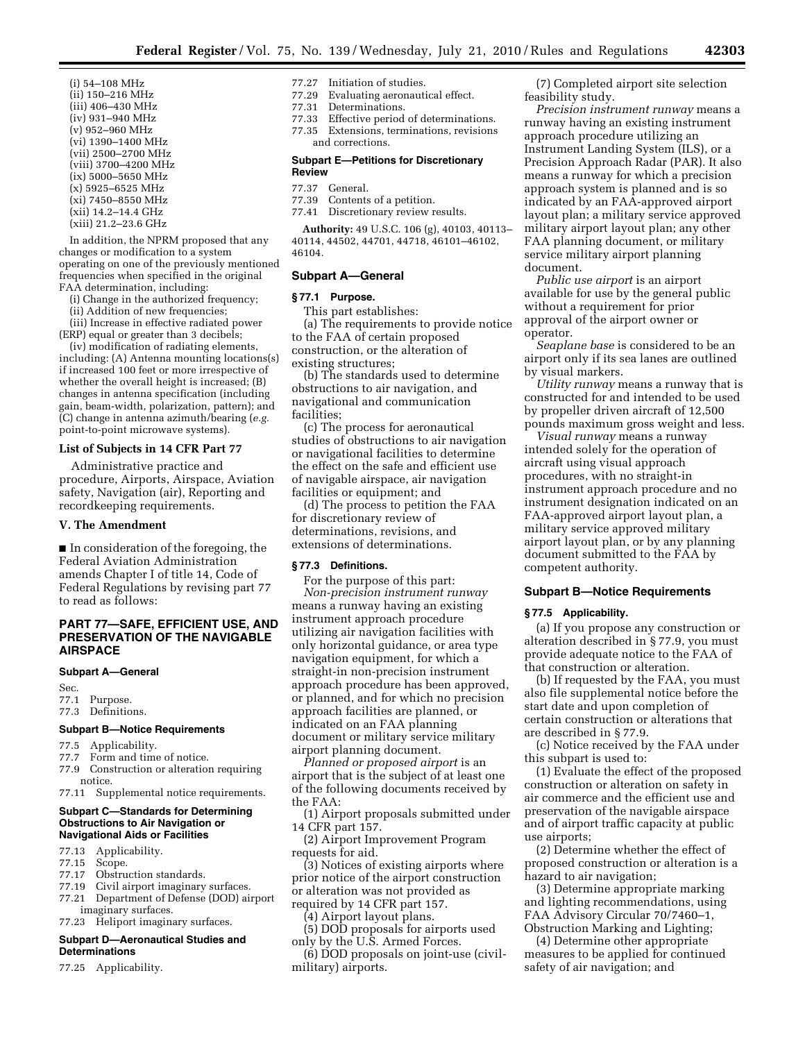(i) 54–108 MHz
(ii) 150–216 MHz
(iii) 406–430 MHz
(iv) 931–940 MHz
(v) 952–960 MHz
(vi) 1390–1400 MHz
(vii) 2500–2700 MHz
(viii) 3700–4200 MHz
(ix) 5000–5650 MHz
(x) 5925–6525 MHz
(xi) 7450–8550 MHz
(xii) 14.2–14.4 GHz
(xiii) 21.2–23.6 GHz

In addition, the NPRM proposed that any changes or modification to a system operating on one of the previously mentioned frequencies when specified in the original FAA determination, including:

(i) Change in the authorized frequency;

(ii) Addition of new frequencies;

(iii) Increase in effective radiated power (ERP) equal or greater than 3 decibels;

(iv) modification of radiating elements, including: (A) Antenna mounting locations(s) if increased 100 feet or more irrespective of whether the overall height is increased; (B) changes in antenna specification (including gain, beam-width, polarization, pattern); and (C) change in antenna azimuth/bearing (*e.g.* point-to-point microwave systems).

### List of Subjects in 14 CFR Part 77

Administrative practice and procedure, Airports, Airspace, Aviation safety, Navigation (air), Reporting and recordkeeping requirements.

### V. The Amendment

■ In consideration of the foregoing, the Federal Aviation Administration amends Chapter I of title 14, Code of Federal Regulations by revising part 77 to read as follows:

## PART 77—SAFE, EFFICIENT USE, AND PRESERVATION OF THE NAVIGABLE AIRSPACE

**Subpart A—General**

Sec.
77.1 Purpose.
77.3 Definitions.

**Subpart B—Notice Requirements**

77.5 Applicability.
77.7 Form and time of notice.
77.9 Construction or alteration requiring notice.
77.11 Supplemental notice requirements.

**Subpart C—Standards for Determining Obstructions to Air Navigation or Navigational Aids or Facilities**

77.13 Applicability.
77.15 Scope.
77.17 Obstruction standards.
77.19 Civil airport imaginary surfaces.
77.21 Department of Defense (DOD) airport imaginary surfaces.
77.23 Heliport imaginary surfaces.

**Subpart D—Aeronautical Studies and Determinations**

77.25 Applicability.
77.27 Initiation of studies.
77.29 Evaluating aeronautical effect.
77.31 Determinations.
77.33 Effective period of determinations.
77.35 Extensions, terminations, revisions and corrections.

**Subpart E—Petitions for Discretionary Review**

77.37 General.
77.39 Contents of a petition.
77.41 Discretionary review results.

**Authority:** 49 U.S.C. 106 (g), 40103, 40113–40114, 44502, 44701, 44718, 46101–46102, 46104.

### Subpart A—General

#### § 77.1 Purpose.

This part establishes:

(a) The requirements to provide notice to the FAA of certain proposed construction, or the alteration of existing structures;

(b) The standards used to determine obstructions to air navigation, and navigational and communication facilities;

(c) The process for aeronautical studies of obstructions to air navigation or navigational facilities to determine the effect on the safe and efficient use of navigable airspace, air navigation facilities or equipment; and

(d) The process to petition the FAA for discretionary review of determinations, revisions, and extensions of determinations.

#### § 77.3 Definitions.

For the purpose of this part:

*Non-precision instrument runway* means a runway having an existing instrument approach procedure utilizing air navigation facilities with only horizontal guidance, or area type navigation equipment, for which a straight-in non-precision instrument approach procedure has been approved, or planned, and for which no precision approach facilities are planned, or indicated on an FAA planning document or military service military airport planning document.

*Planned or proposed airport* is an airport that is the subject of at least one of the following documents received by the FAA:

(1) Airport proposals submitted under 14 CFR part 157.

(2) Airport Improvement Program requests for aid.

(3) Notices of existing airports where prior notice of the airport construction or alteration was not provided as required by 14 CFR part 157.

(4) Airport layout plans.

(5) DOD proposals for airports used only by the U.S. Armed Forces.

(6) DOD proposals on joint-use (civil-military) airports.

(7) Completed airport site selection feasibility study.

*Precision instrument runway* means a runway having an existing instrument approach procedure utilizing an Instrument Landing System (ILS), or a Precision Approach Radar (PAR). It also means a runway for which a precision approach system is planned and is so indicated by an FAA-approved airport layout plan; a military service approved military airport layout plan; any other FAA planning document, or military service military airport planning document.

*Public use airport* is an airport available for use by the general public without a requirement for prior approval of the airport owner or operator.

*Seaplane base* is considered to be an airport only if its sea lanes are outlined by visual markers.

*Utility runway* means a runway that is constructed for and intended to be used by propeller driven aircraft of 12,500 pounds maximum gross weight and less.

*Visual runway* means a runway intended solely for the operation of aircraft using visual approach procedures, with no straight-in instrument approach procedure and no instrument designation indicated on an FAA-approved airport layout plan, a military service approved military airport layout plan, or by any planning document submitted to the FAA by competent authority.

### Subpart B—Notice Requirements

#### § 77.5 Applicability.

(a) If you propose any construction or alteration described in § 77.9, you must provide adequate notice to the FAA of that construction or alteration.

(b) If requested by the FAA, you must also file supplemental notice before the start date and upon completion of certain construction or alterations that are described in § 77.9.

(c) Notice received by the FAA under this subpart is used to:

(1) Evaluate the effect of the proposed construction or alteration on safety in air commerce and the efficient use and preservation of the navigable airspace and of airport traffic capacity at public use airports;

(2) Determine whether the effect of proposed construction or alteration is a hazard to air navigation;

(3) Determine appropriate marking and lighting recommendations, using FAA Advisory Circular 70/7460–1, Obstruction Marking and Lighting;

(4) Determine other appropriate measures to be applied for continued safety of air navigation; and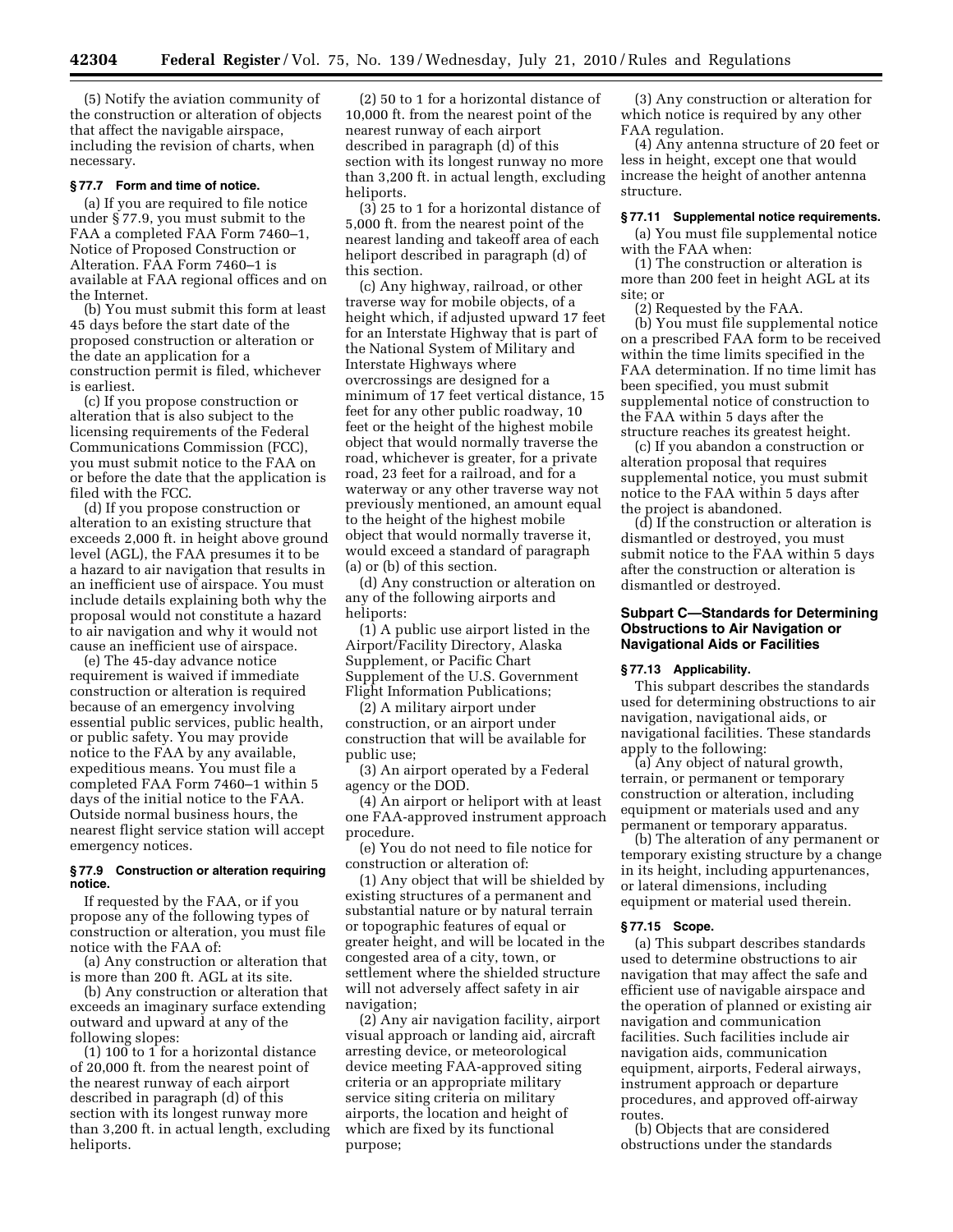(5) Notify the aviation community of the construction or alteration of objects that affect the navigable airspace, including the revision of charts, when necessary.

### § 77.7 Form and time of notice.

(a) If you are required to file notice under § 77.9, you must submit to the FAA a completed FAA Form 7460–1, Notice of Proposed Construction or Alteration. FAA Form 7460–1 is available at FAA regional offices and on the Internet.

(b) You must submit this form at least 45 days before the start date of the proposed construction or alteration or the date an application for a construction permit is filed, whichever is earliest.

(c) If you propose construction or alteration that is also subject to the licensing requirements of the Federal Communications Commission (FCC), you must submit notice to the FAA on or before the date that the application is filed with the FCC.

(d) If you propose construction or alteration to an existing structure that exceeds 2,000 ft. in height above ground level (AGL), the FAA presumes it to be a hazard to air navigation that results in an inefficient use of airspace. You must include details explaining both why the proposal would not constitute a hazard to air navigation and why it would not cause an inefficient use of airspace.

(e) The 45-day advance notice requirement is waived if immediate construction or alteration is required because of an emergency involving essential public services, public health, or public safety. You may provide notice to the FAA by any available, expeditious means. You must file a completed FAA Form 7460–1 within 5 days of the initial notice to the FAA. Outside normal business hours, the nearest flight service station will accept emergency notices.

### § 77.9 Construction or alteration requiring notice.

If requested by the FAA, or if you propose any of the following types of construction or alteration, you must file notice with the FAA of:

(a) Any construction or alteration that is more than 200 ft. AGL at its site.

(b) Any construction or alteration that exceeds an imaginary surface extending outward and upward at any of the following slopes:

(1) 100 to 1 for a horizontal distance of 20,000 ft. from the nearest point of the nearest runway of each airport described in paragraph (d) of this section with its longest runway more than 3,200 ft. in actual length, excluding heliports.

(2) 50 to 1 for a horizontal distance of 10,000 ft. from the nearest point of the nearest runway of each airport described in paragraph (d) of this section with its longest runway no more than 3,200 ft. in actual length, excluding heliports.

(3) 25 to 1 for a horizontal distance of 5,000 ft. from the nearest point of the nearest landing and takeoff area of each heliport described in paragraph (d) of this section.

(c) Any highway, railroad, or other traverse way for mobile objects, of a height which, if adjusted upward 17 feet for an Interstate Highway that is part of the National System of Military and Interstate Highways where overcrossings are designed for a minimum of 17 feet vertical distance, 15 feet for any other public roadway, 10 feet or the height of the highest mobile object that would normally traverse the road, whichever is greater, for a private road, 23 feet for a railroad, and for a waterway or any other traverse way not previously mentioned, an amount equal to the height of the highest mobile object that would normally traverse it, would exceed a standard of paragraph (a) or (b) of this section.

(d) Any construction or alteration on any of the following airports and heliports:

(1) A public use airport listed in the Airport/Facility Directory, Alaska Supplement, or Pacific Chart Supplement of the U.S. Government Flight Information Publications;

(2) A military airport under construction, or an airport under construction that will be available for public use;

(3) An airport operated by a Federal agency or the DOD.

(4) An airport or heliport with at least one FAA-approved instrument approach procedure.

(e) You do not need to file notice for construction or alteration of:

(1) Any object that will be shielded by existing structures of a permanent and substantial nature or by natural terrain or topographic features of equal or greater height, and will be located in the congested area of a city, town, or settlement where the shielded structure will not adversely affect safety in air navigation;

(2) Any air navigation facility, airport visual approach or landing aid, aircraft arresting device, or meteorological device meeting FAA-approved siting criteria or an appropriate military service siting criteria on military airports, the location and height of which are fixed by its functional purpose;

(3) Any construction or alteration for which notice is required by any other FAA regulation.

(4) Any antenna structure of 20 feet or less in height, except one that would increase the height of another antenna structure.

### § 77.11 Supplemental notice requirements.

(a) You must file supplemental notice with the FAA when:

(1) The construction or alteration is more than 200 feet in height AGL at its site; or

(2) Requested by the FAA.

(b) You must file supplemental notice on a prescribed FAA form to be received within the time limits specified in the FAA determination. If no time limit has been specified, you must submit supplemental notice of construction to the FAA within 5 days after the structure reaches its greatest height.

(c) If you abandon a construction or alteration proposal that requires supplemental notice, you must submit notice to the FAA within 5 days after the project is abandoned.

(d) If the construction or alteration is dismantled or destroyed, you must submit notice to the FAA within 5 days after the construction or alteration is dismantled or destroyed.

## Subpart C—Standards for Determining Obstructions to Air Navigation or Navigational Aids or Facilities

### § 77.13 Applicability.

This subpart describes the standards used for determining obstructions to air navigation, navigational aids, or navigational facilities. These standards apply to the following:

(a) Any object of natural growth, terrain, or permanent or temporary construction or alteration, including equipment or materials used and any permanent or temporary apparatus.

(b) The alteration of any permanent or temporary existing structure by a change in its height, including appurtenances, or lateral dimensions, including equipment or material used therein.

### § 77.15 Scope.

(a) This subpart describes standards used to determine obstructions to air navigation that may affect the safe and efficient use of navigable airspace and the operation of planned or existing air navigation and communication facilities. Such facilities include air navigation aids, communication equipment, airports, Federal airways, instrument approach or departure procedures, and approved off-airway routes.

(b) Objects that are considered obstructions under the standards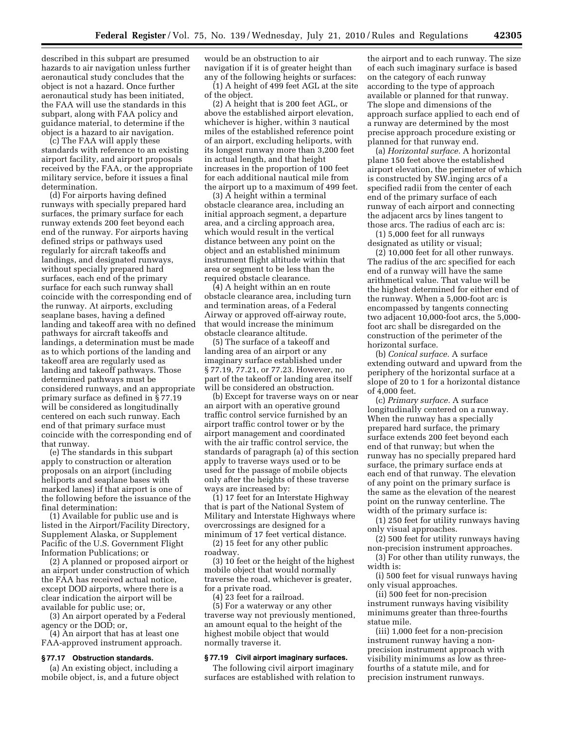described in this subpart are presumed hazards to air navigation unless further aeronautical study concludes that the object is not a hazard. Once further aeronautical study has been initiated, the FAA will use the standards in this subpart, along with FAA policy and guidance material, to determine if the object is a hazard to air navigation.

(c) The FAA will apply these standards with reference to an existing airport facility, and airport proposals received by the FAA, or the appropriate military service, before it issues a final determination.

(d) For airports having defined runways with specially prepared hard surfaces, the primary surface for each runway extends 200 feet beyond each end of the runway. For airports having defined strips or pathways used regularly for aircraft takeoffs and landings, and designated runways, without specially prepared hard surfaces, each end of the primary surface for each such runway shall coincide with the corresponding end of the runway. At airports, excluding seaplane bases, having a defined landing and takeoff area with no defined pathways for aircraft takeoffs and landings, a determination must be made as to which portions of the landing and takeoff area are regularly used as landing and takeoff pathways. Those determined pathways must be considered runways, and an appropriate primary surface as defined in § 77.19 will be considered as longitudinally centered on each such runway. Each end of that primary surface must coincide with the corresponding end of that runway.

(e) The standards in this subpart apply to construction or alteration proposals on an airport (including heliports and seaplane bases with marked lanes) if that airport is one of the following before the issuance of the final determination:

(1) Available for public use and is listed in the Airport/Facility Directory, Supplement Alaska, or Supplement Pacific of the U.S. Government Flight Information Publications; or

(2) A planned or proposed airport or an airport under construction of which the FAA has received actual notice, except DOD airports, where there is a clear indication the airport will be available for public use; or,

(3) An airport operated by a Federal agency or the DOD; or,

(4) An airport that has at least one FAA-approved instrument approach.

**§ 77.17 Obstruction standards.**

(a) An existing object, including a mobile object, is, and a future object would be an obstruction to air navigation if it is of greater height than any of the following heights or surfaces:

(1) A height of 499 feet AGL at the site of the object.

(2) A height that is 200 feet AGL, or above the established airport elevation, whichever is higher, within 3 nautical miles of the established reference point of an airport, excluding heliports, with its longest runway more than 3,200 feet in actual length, and that height increases in the proportion of 100 feet for each additional nautical mile from the airport up to a maximum of 499 feet.

(3) A height within a terminal obstacle clearance area, including an initial approach segment, a departure area, and a circling approach area, which would result in the vertical distance between any point on the object and an established minimum instrument flight altitude within that area or segment to be less than the required obstacle clearance.

(4) A height within an en route obstacle clearance area, including turn and termination areas, of a Federal Airway or approved off-airway route, that would increase the minimum obstacle clearance altitude.

(5) The surface of a takeoff and landing area of an airport or any imaginary surface established under § 77.19, 77.21, or 77.23. However, no part of the takeoff or landing area itself will be considered an obstruction.

(b) Except for traverse ways on or near an airport with an operative ground traffic control service furnished by an airport traffic control tower or by the airport management and coordinated with the air traffic control service, the standards of paragraph (a) of this section apply to traverse ways used or to be used for the passage of mobile objects only after the heights of these traverse ways are increased by:

(1) 17 feet for an Interstate Highway that is part of the National System of Military and Interstate Highways where overcrossings are designed for a minimum of 17 feet vertical distance.

(2) 15 feet for any other public roadway.

(3) 10 feet or the height of the highest mobile object that would normally traverse the road, whichever is greater, for a private road.

(4) 23 feet for a railroad.

(5) For a waterway or any other traverse way not previously mentioned, an amount equal to the height of the highest mobile object that would normally traverse it.

**§ 77.19 Civil airport imaginary surfaces.**

The following civil airport imaginary surfaces are established with relation to the airport and to each runway. The size of each such imaginary surface is based on the category of each runway according to the type of approach available or planned for that runway. The slope and dimensions of the approach surface applied to each end of a runway are determined by the most precise approach procedure existing or planned for that runway end.

(a) *Horizontal surface.* A horizontal plane 150 feet above the established airport elevation, the perimeter of which is constructed by SW.inging arcs of a specified radii from the center of each end of the primary surface of each runway of each airport and connecting the adjacent arcs by lines tangent to those arcs. The radius of each arc is:

(1) 5,000 feet for all runways designated as utility or visual;

(2) 10,000 feet for all other runways. The radius of the arc specified for each end of a runway will have the same arithmetical value. That value will be the highest determined for either end of the runway. When a 5,000-foot arc is encompassed by tangents connecting two adjacent 10,000-foot arcs, the 5,000-foot arc shall be disregarded on the construction of the perimeter of the horizontal surface.

(b) *Conical surface.* A surface extending outward and upward from the periphery of the horizontal surface at a slope of 20 to 1 for a horizontal distance of 4,000 feet.

(c) *Primary surface.* A surface longitudinally centered on a runway. When the runway has a specially prepared hard surface, the primary surface extends 200 feet beyond each end of that runway; but when the runway has no specially prepared hard surface, the primary surface ends at each end of that runway. The elevation of any point on the primary surface is the same as the elevation of the nearest point on the runway centerline. The width of the primary surface is:

(1) 250 feet for utility runways having only visual approaches.

(2) 500 feet for utility runways having non-precision instrument approaches.

(3) For other than utility runways, the width is:

(i) 500 feet for visual runways having only visual approaches.

(ii) 500 feet for non-precision instrument runways having visibility minimums greater than three-fourths statue mile.

(iii) 1,000 feet for a non-precision instrument runway having a non-precision instrument approach with visibility minimums as low as three-fourths of a statute mile, and for precision instrument runways.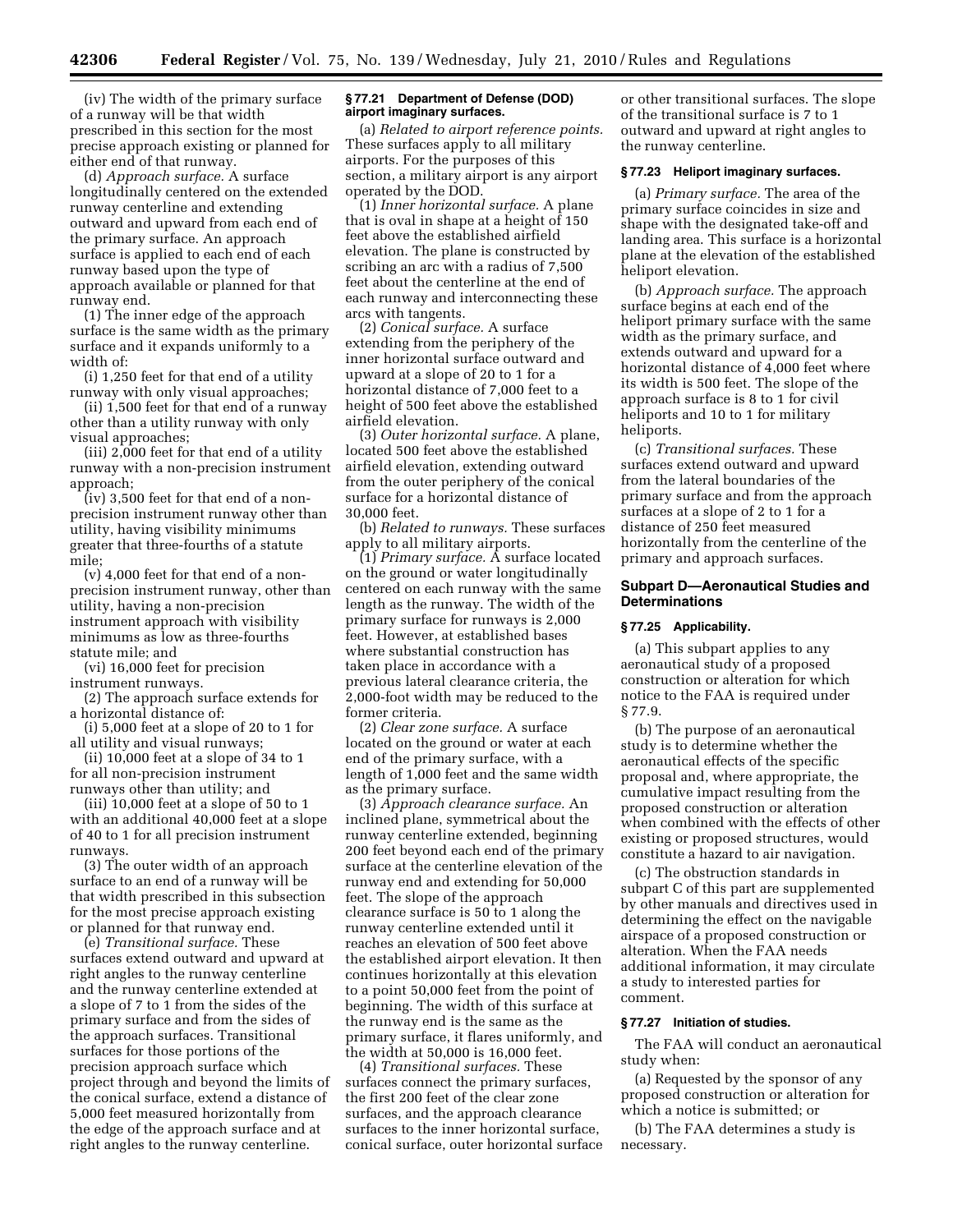(iv) The width of the primary surface of a runway will be that width prescribed in this section for the most precise approach existing or planned for either end of that runway.

(d) *Approach surface.* A surface longitudinally centered on the extended runway centerline and extending outward and upward from each end of the primary surface. An approach surface is applied to each end of each runway based upon the type of approach available or planned for that runway end.

(1) The inner edge of the approach surface is the same width as the primary surface and it expands uniformly to a width of:

(i) 1,250 feet for that end of a utility runway with only visual approaches;

(ii) 1,500 feet for that end of a runway other than a utility runway with only visual approaches;

(iii) 2,000 feet for that end of a utility runway with a non-precision instrument approach;

(iv) 3,500 feet for that end of a non-precision instrument runway other than utility, having visibility minimums greater that three-fourths of a statute mile;

(v) 4,000 feet for that end of a non-precision instrument runway, other than utility, having a non-precision instrument approach with visibility minimums as low as three-fourths statute mile; and

(vi) 16,000 feet for precision instrument runways.

(2) The approach surface extends for a horizontal distance of:

(i) 5,000 feet at a slope of 20 to 1 for all utility and visual runways;

(ii) 10,000 feet at a slope of 34 to 1 for all non-precision instrument runways other than utility; and

(iii) 10,000 feet at a slope of 50 to 1 with an additional 40,000 feet at a slope of 40 to 1 for all precision instrument runways.

(3) The outer width of an approach surface to an end of a runway will be that width prescribed in this subsection for the most precise approach existing or planned for that runway end.

(e) *Transitional surface.* These surfaces extend outward and upward at right angles to the runway centerline and the runway centerline extended at a slope of 7 to 1 from the sides of the primary surface and from the sides of the approach surfaces. Transitional surfaces for those portions of the precision approach surface which project through and beyond the limits of the conical surface, extend a distance of 5,000 feet measured horizontally from the edge of the approach surface and at right angles to the runway centerline.

### § 77.21 Department of Defense (DOD) airport imaginary surfaces.

(a) *Related to airport reference points.* These surfaces apply to all military airports. For the purposes of this section, a military airport is any airport operated by the DOD.

(1) *Inner horizontal surface.* A plane that is oval in shape at a height of 150 feet above the established airfield elevation. The plane is constructed by scribing an arc with a radius of 7,500 feet about the centerline at the end of each runway and interconnecting these arcs with tangents.

(2) *Conical surface.* A surface extending from the periphery of the inner horizontal surface outward and upward at a slope of 20 to 1 for a horizontal distance of 7,000 feet to a height of 500 feet above the established airfield elevation.

(3) *Outer horizontal surface.* A plane, located 500 feet above the established airfield elevation, extending outward from the outer periphery of the conical surface for a horizontal distance of 30,000 feet.

(b) *Related to runways.* These surfaces apply to all military airports.

(1) *Primary surface.* A surface located on the ground or water longitudinally centered on each runway with the same length as the runway. The width of the primary surface for runways is 2,000 feet. However, at established bases where substantial construction has taken place in accordance with a previous lateral clearance criteria, the 2,000-foot width may be reduced to the former criteria.

(2) *Clear zone surface.* A surface located on the ground or water at each end of the primary surface, with a length of 1,000 feet and the same width as the primary surface.

(3) *Approach clearance surface.* An inclined plane, symmetrical about the runway centerline extended, beginning 200 feet beyond each end of the primary surface at the centerline elevation of the runway end and extending for 50,000 feet. The slope of the approach clearance surface is 50 to 1 along the runway centerline extended until it reaches an elevation of 500 feet above the established airport elevation. It then continues horizontally at this elevation to a point 50,000 feet from the point of beginning. The width of this surface at the runway end is the same as the primary surface, it flares uniformly, and the width at 50,000 is 16,000 feet.

(4) *Transitional surfaces.* These surfaces connect the primary surfaces, the first 200 feet of the clear zone surfaces, and the approach clearance surfaces to the inner horizontal surface, conical surface, outer horizontal surface or other transitional surfaces. The slope of the transitional surface is 7 to 1 outward and upward at right angles to the runway centerline.

### § 77.23 Heliport imaginary surfaces.

(a) *Primary surface.* The area of the primary surface coincides in size and shape with the designated take-off and landing area. This surface is a horizontal plane at the elevation of the established heliport elevation.

(b) *Approach surface.* The approach surface begins at each end of the heliport primary surface with the same width as the primary surface, and extends outward and upward for a horizontal distance of 4,000 feet where its width is 500 feet. The slope of the approach surface is 8 to 1 for civil heliports and 10 to 1 for military heliports.

(c) *Transitional surfaces.* These surfaces extend outward and upward from the lateral boundaries of the primary surface and from the approach surfaces at a slope of 2 to 1 for a distance of 250 feet measured horizontally from the centerline of the primary and approach surfaces.

## Subpart D—Aeronautical Studies and Determinations

### § 77.25 Applicability.

(a) This subpart applies to any aeronautical study of a proposed construction or alteration for which notice to the FAA is required under § 77.9.

(b) The purpose of an aeronautical study is to determine whether the aeronautical effects of the specific proposal and, where appropriate, the cumulative impact resulting from the proposed construction or alteration when combined with the effects of other existing or proposed structures, would constitute a hazard to air navigation.

(c) The obstruction standards in subpart C of this part are supplemented by other manuals and directives used in determining the effect on the navigable airspace of a proposed construction or alteration. When the FAA needs additional information, it may circulate a study to interested parties for comment.

### § 77.27 Initiation of studies.

The FAA will conduct an aeronautical study when:

(a) Requested by the sponsor of any proposed construction or alteration for which a notice is submitted; or

(b) The FAA determines a study is necessary.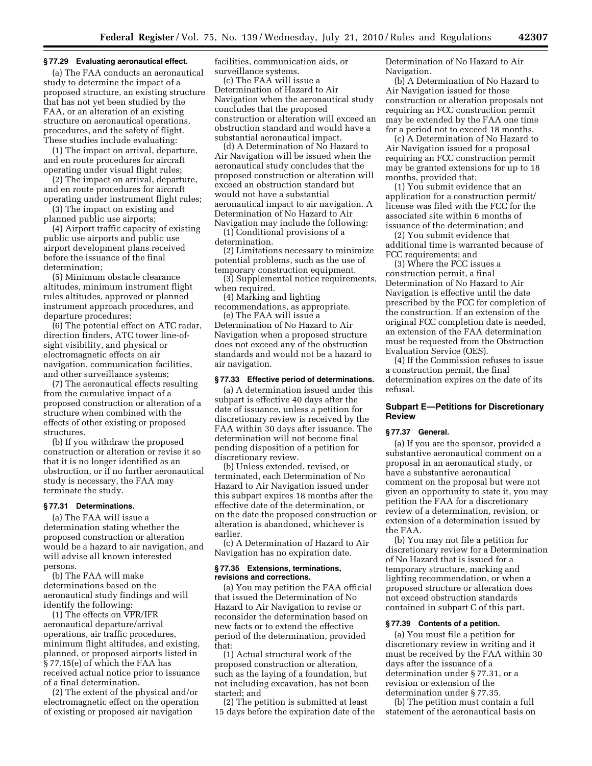### § 77.29 Evaluating aeronautical effect.

(a) The FAA conducts an aeronautical study to determine the impact of a proposed structure, an existing structure that has not yet been studied by the FAA, or an alteration of an existing structure on aeronautical operations, procedures, and the safety of flight. These studies include evaluating:

(1) The impact on arrival, departure, and en route procedures for aircraft operating under visual flight rules;

(2) The impact on arrival, departure, and en route procedures for aircraft operating under instrument flight rules;

(3) The impact on existing and planned public use airports;

(4) Airport traffic capacity of existing public use airports and public use airport development plans received before the issuance of the final determination;

(5) Minimum obstacle clearance altitudes, minimum instrument flight rules altitudes, approved or planned instrument approach procedures, and departure procedures;

(6) The potential effect on ATC radar, direction finders, ATC tower line-of-sight visibility, and physical or electromagnetic effects on air navigation, communication facilities, and other surveillance systems;

(7) The aeronautical effects resulting from the cumulative impact of a proposed construction or alteration of a structure when combined with the effects of other existing or proposed structures.

(b) If you withdraw the proposed construction or alteration or revise it so that it is no longer identified as an obstruction, or if no further aeronautical study is necessary, the FAA may terminate the study.

### § 77.31 Determinations.

(a) The FAA will issue a determination stating whether the proposed construction or alteration would be a hazard to air navigation, and will advise all known interested persons.

(b) The FAA will make determinations based on the aeronautical study findings and will identify the following:

(1) The effects on VFR/IFR aeronautical departure/arrival operations, air traffic procedures, minimum flight altitudes, and existing, planned, or proposed airports listed in § 77.15(e) of which the FAA has received actual notice prior to issuance of a final determination.

(2) The extent of the physical and/or electromagnetic effect on the operation of existing or proposed air navigation facilities, communication aids, or surveillance systems.

(c) The FAA will issue a Determination of Hazard to Air Navigation when the aeronautical study concludes that the proposed construction or alteration will exceed an obstruction standard and would have a substantial aeronautical impact.

(d) A Determination of No Hazard to Air Navigation will be issued when the aeronautical study concludes that the proposed construction or alteration will exceed an obstruction standard but would not have a substantial aeronautical impact to air navigation. A Determination of No Hazard to Air Navigation may include the following:

(1) Conditional provisions of a determination.

(2) Limitations necessary to minimize potential problems, such as the use of temporary construction equipment.

(3) Supplemental notice requirements, when required.

(4) Marking and lighting recommendations, as appropriate.

(e) The FAA will issue a Determination of No Hazard to Air Navigation when a proposed structure does not exceed any of the obstruction standards and would not be a hazard to air navigation.

### § 77.33 Effective period of determinations.

(a) A determination issued under this subpart is effective 40 days after the date of issuance, unless a petition for discretionary review is received by the FAA within 30 days after issuance. The determination will not become final pending disposition of a petition for discretionary review.

(b) Unless extended, revised, or terminated, each Determination of No Hazard to Air Navigation issued under this subpart expires 18 months after the effective date of the determination, or on the date the proposed construction or alteration is abandoned, whichever is earlier.

(c) A Determination of Hazard to Air Navigation has no expiration date.

### § 77.35 Extensions, terminations, revisions and corrections.

(a) You may petition the FAA official that issued the Determination of No Hazard to Air Navigation to revise or reconsider the determination based on new facts or to extend the effective period of the determination, provided that:

(1) Actual structural work of the proposed construction or alteration, such as the laying of a foundation, but not including excavation, has not been started; and

(2) The petition is submitted at least 15 days before the expiration date of the Determination of No Hazard to Air Navigation.

(b) A Determination of No Hazard to Air Navigation issued for those construction or alteration proposals not requiring an FCC construction permit may be extended by the FAA one time for a period not to exceed 18 months.

(c) A Determination of No Hazard to Air Navigation issued for a proposal requiring an FCC construction permit may be granted extensions for up to 18 months, provided that:

(1) You submit evidence that an application for a construction permit/license was filed with the FCC for the associated site within 6 months of issuance of the determination; and

(2) You submit evidence that additional time is warranted because of FCC requirements; and

(3) Where the FCC issues a construction permit, a final Determination of No Hazard to Air Navigation is effective until the date prescribed by the FCC for completion of the construction. If an extension of the original FCC completion date is needed, an extension of the FAA determination must be requested from the Obstruction Evaluation Service (OES).

(4) If the Commission refuses to issue a construction permit, the final determination expires on the date of its refusal.

## Subpart E—Petitions for Discretionary Review

### § 77.37 General.

(a) If you are the sponsor, provided a substantive aeronautical comment on a proposal in an aeronautical study, or have a substantive aeronautical comment on the proposal but were not given an opportunity to state it, you may petition the FAA for a discretionary review of a determination, revision, or extension of a determination issued by the FAA.

(b) You may not file a petition for discretionary review for a Determination of No Hazard that is issued for a temporary structure, marking and lighting recommendation, or when a proposed structure or alteration does not exceed obstruction standards contained in subpart C of this part.

### § 77.39 Contents of a petition.

(a) You must file a petition for discretionary review in writing and it must be received by the FAA within 30 days after the issuance of a determination under § 77.31, or a revision or extension of the determination under § 77.35.

(b) The petition must contain a full statement of the aeronautical basis on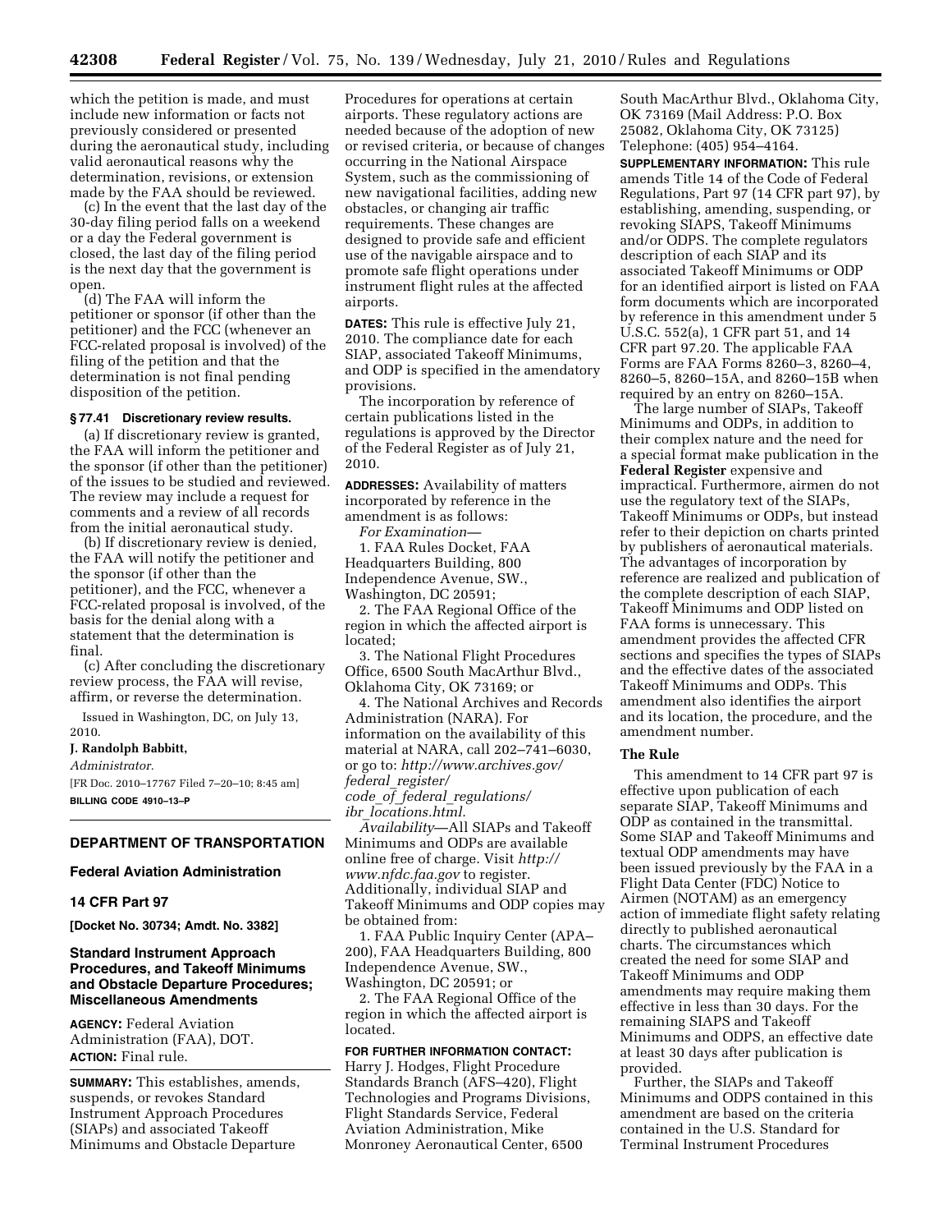which the petition is made, and must include new information or facts not previously considered or presented during the aeronautical study, including valid aeronautical reasons why the determination, revisions, or extension made by the FAA should be reviewed.

(c) In the event that the last day of the 30-day filing period falls on a weekend or a day the Federal government is closed, the last day of the filing period is the next day that the government is open.

(d) The FAA will inform the petitioner or sponsor (if other than the petitioner) and the FCC (whenever an FCC-related proposal is involved) of the filing of the petition and that the determination is not final pending disposition of the petition.

**§ 77.41 Discretionary review results.**

(a) If discretionary review is granted, the FAA will inform the petitioner and the sponsor (if other than the petitioner) of the issues to be studied and reviewed. The review may include a request for comments and a review of all records from the initial aeronautical study.

(b) If discretionary review is denied, the FAA will notify the petitioner and the sponsor (if other than the petitioner), and the FCC, whenever a FCC-related proposal is involved, of the basis for the denial along with a statement that the determination is final.

(c) After concluding the discretionary review process, the FAA will revise, affirm, or reverse the determination.

Issued in Washington, DC, on July 13, 2010.

**J. Randolph Babbitt,**

*Administrator.*

[FR Doc. 2010–17767 Filed 7–20–10; 8:45 am]

**BILLING CODE 4910–13–P**

## DEPARTMENT OF TRANSPORTATION

### Federal Aviation Administration

### 14 CFR Part 97

**[Docket No. 30734; Amdt. No. 3382]**

### Standard Instrument Approach Procedures, and Takeoff Minimums and Obstacle Departure Procedures; Miscellaneous Amendments

**AGENCY:** Federal Aviation Administration (FAA), DOT.

**ACTION:** Final rule.

**SUMMARY:** This establishes, amends, suspends, or revokes Standard Instrument Approach Procedures (SIAPs) and associated Takeoff Minimums and Obstacle Departure Procedures for operations at certain airports. These regulatory actions are needed because of the adoption of new or revised criteria, or because of changes occurring in the National Airspace System, such as the commissioning of new navigational facilities, adding new obstacles, or changing air traffic requirements. These changes are designed to provide safe and efficient use of the navigable airspace and to promote safe flight operations under instrument flight rules at the affected airports.

**DATES:** This rule is effective July 21, 2010. The compliance date for each SIAP, associated Takeoff Minimums, and ODP is specified in the amendatory provisions.

The incorporation by reference of certain publications listed in the regulations is approved by the Director of the Federal Register as of July 21, 2010.

**ADDRESSES:** Availability of matters incorporated by reference in the amendment is as follows:

*For Examination*—

1. FAA Rules Docket, FAA Headquarters Building, 800 Independence Avenue, SW., Washington, DC 20591;

2. The FAA Regional Office of the region in which the affected airport is located;

3. The National Flight Procedures Office, 6500 South MacArthur Blvd., Oklahoma City, OK 73169; or

4. The National Archives and Records Administration (NARA). For information on the availability of this material at NARA, call 202–741–6030, or go to: *http://www.archives.gov/federal_register/code_of_federal_regulations/ibr_locations.html.*

*Availability*—All SIAPs and Takeoff Minimums and ODPs are available online free of charge. Visit *http://www.nfdc.faa.gov* to register. Additionally, individual SIAP and Takeoff Minimums and ODP copies may be obtained from:

1. FAA Public Inquiry Center (APA–200), FAA Headquarters Building, 800 Independence Avenue, SW., Washington, DC 20591; or

2. The FAA Regional Office of the region in which the affected airport is located.

**FOR FURTHER INFORMATION CONTACT:** Harry J. Hodges, Flight Procedure Standards Branch (AFS–420), Flight Technologies and Programs Divisions, Flight Standards Service, Federal Aviation Administration, Mike Monroney Aeronautical Center, 6500 South MacArthur Blvd., Oklahoma City, OK 73169 (Mail Address: P.O. Box 25082, Oklahoma City, OK 73125) Telephone: (405) 954–4164.

**SUPPLEMENTARY INFORMATION:** This rule amends Title 14 of the Code of Federal Regulations, Part 97 (14 CFR part 97), by establishing, amending, suspending, or revoking SIAPS, Takeoff Minimums and/or ODPS. The complete regulators description of each SIAP and its associated Takeoff Minimums or ODP for an identified airport is listed on FAA form documents which are incorporated by reference in this amendment under 5 U.S.C. 552(a), 1 CFR part 51, and 14 CFR part 97.20. The applicable FAA Forms are FAA Forms 8260–3, 8260–4, 8260–5, 8260–15A, and 8260–15B when required by an entry on 8260–15A.

The large number of SIAPs, Takeoff Minimums and ODPs, in addition to their complex nature and the need for a special format make publication in the **Federal Register** expensive and impractical. Furthermore, airmen do not use the regulatory text of the SIAPs, Takeoff Minimums or ODPs, but instead refer to their depiction on charts printed by publishers of aeronautical materials. The advantages of incorporation by reference are realized and publication of the complete description of each SIAP, Takeoff Minimums and ODP listed on FAA forms is unnecessary. This amendment provides the affected CFR sections and specifies the types of SIAPs and the effective dates of the associated Takeoff Minimums and ODPs. This amendment also identifies the airport and its location, the procedure, and the amendment number.

### The Rule

This amendment to 14 CFR part 97 is effective upon publication of each separate SIAP, Takeoff Minimums and ODP as contained in the transmittal. Some SIAP and Takeoff Minimums and textual ODP amendments may have been issued previously by the FAA in a Flight Data Center (FDC) Notice to Airmen (NOTAM) as an emergency action of immediate flight safety relating directly to published aeronautical charts. The circumstances which created the need for some SIAP and Takeoff Minimums and ODP amendments may require making them effective in less than 30 days. For the remaining SIAPS and Takeoff Minimums and ODPS, an effective date at least 30 days after publication is provided.

Further, the SIAPs and Takeoff Minimums and ODPS contained in this amendment are based on the criteria contained in the U.S. Standard for Terminal Instrument Procedures